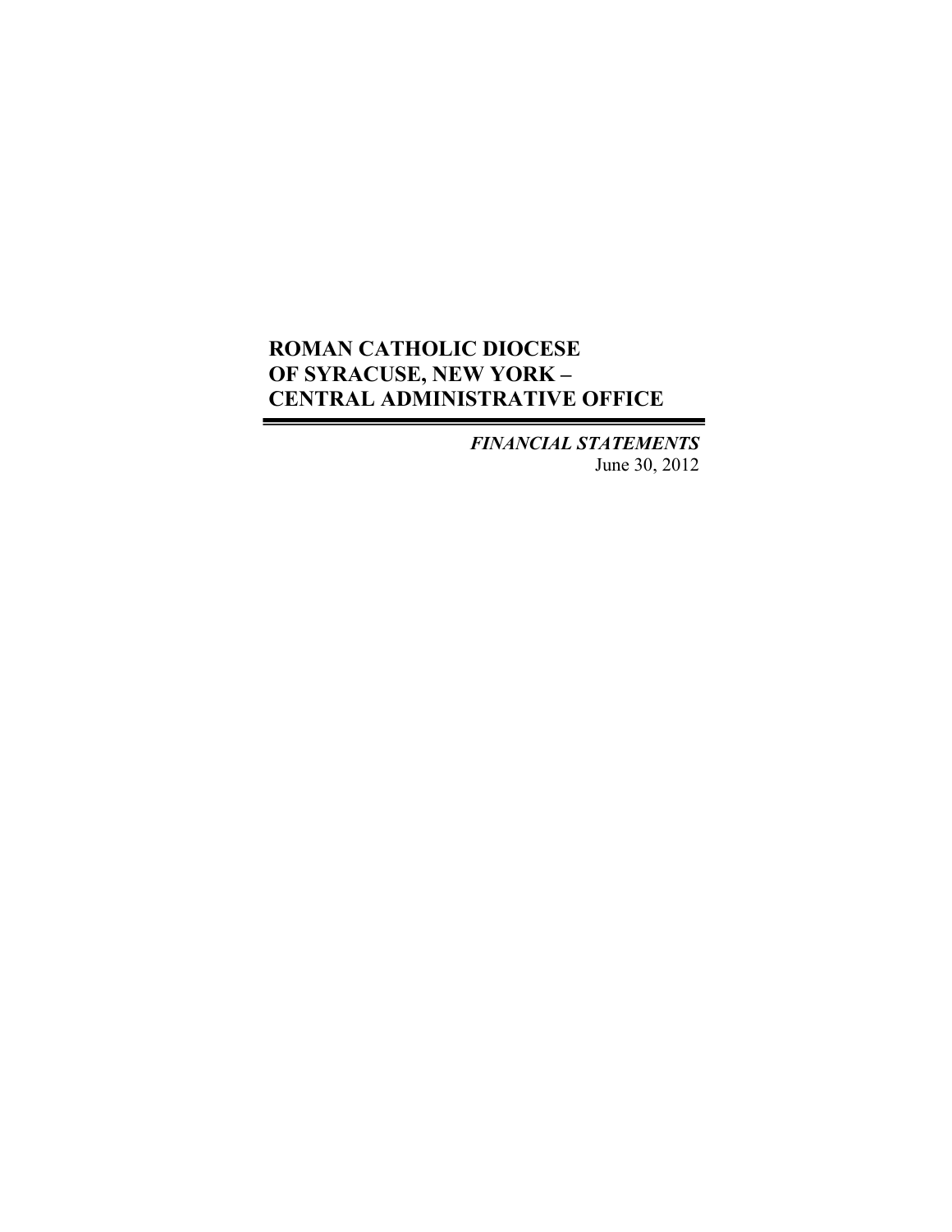# ROMAN CATHOLIC DIOCESE OF SYRACUSE, NEW YORK – CENTRAL ADMINISTRATIVE OFFICE

***FINANCIAL STATEMENTS***

June 30, 2012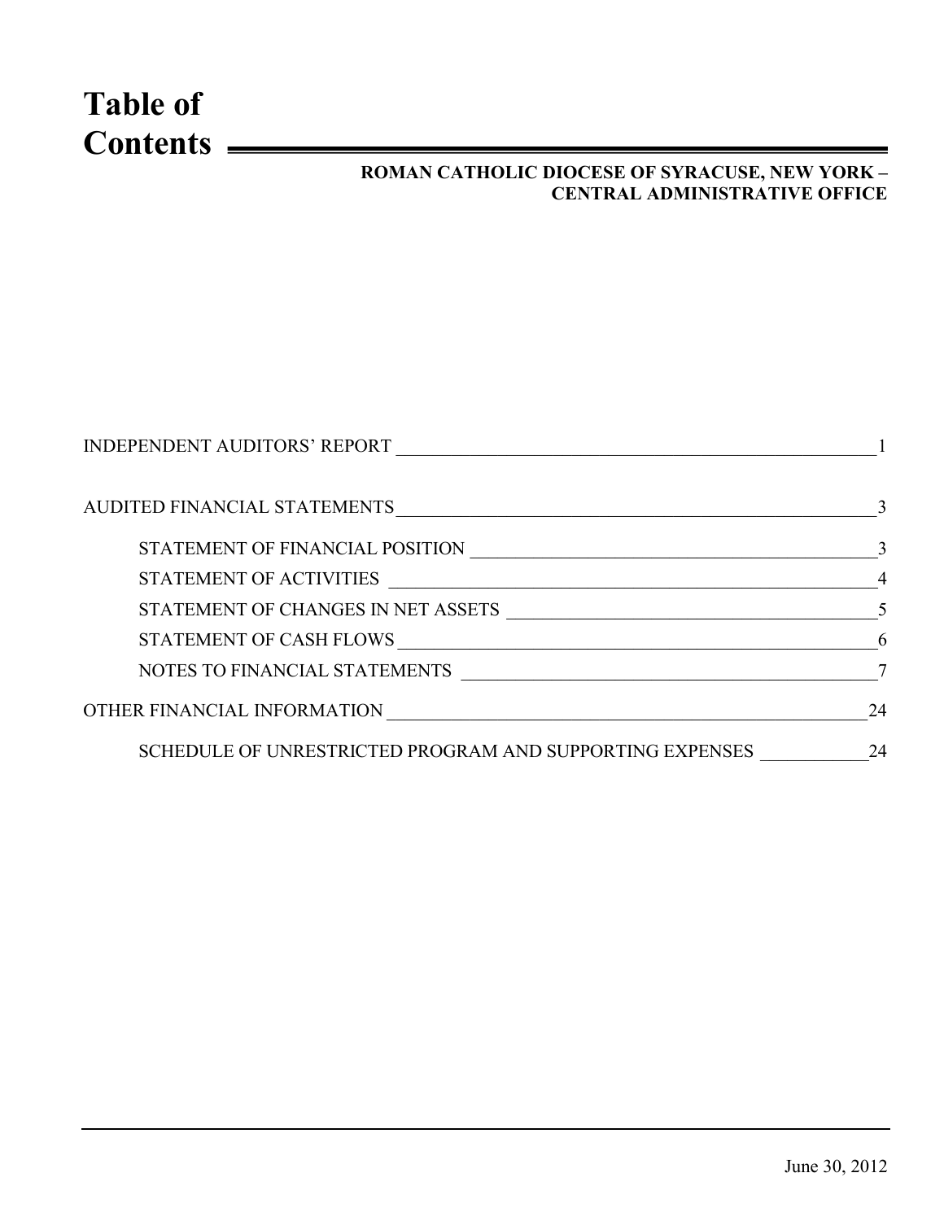# Table of Contents

**ROMAN CATHOLIC DIOCESE OF SYRACUSE, NEW YORK – CENTRAL ADMINISTRATIVE OFFICE**

| | |
|---|---|
| INDEPENDENT AUDITORS' REPORT | 1 |
| AUDITED FINANCIAL STATEMENTS | 3 |
| STATEMENT OF FINANCIAL POSITION | 3 |
| STATEMENT OF ACTIVITIES | 4 |
| STATEMENT OF CHANGES IN NET ASSETS | 5 |
| STATEMENT OF CASH FLOWS | 6 |
| NOTES TO FINANCIAL STATEMENTS | 7 |
| OTHER FINANCIAL INFORMATION | 24 |
| SCHEDULE OF UNRESTRICTED PROGRAM AND SUPPORTING EXPENSES | 24 |

June 30, 2012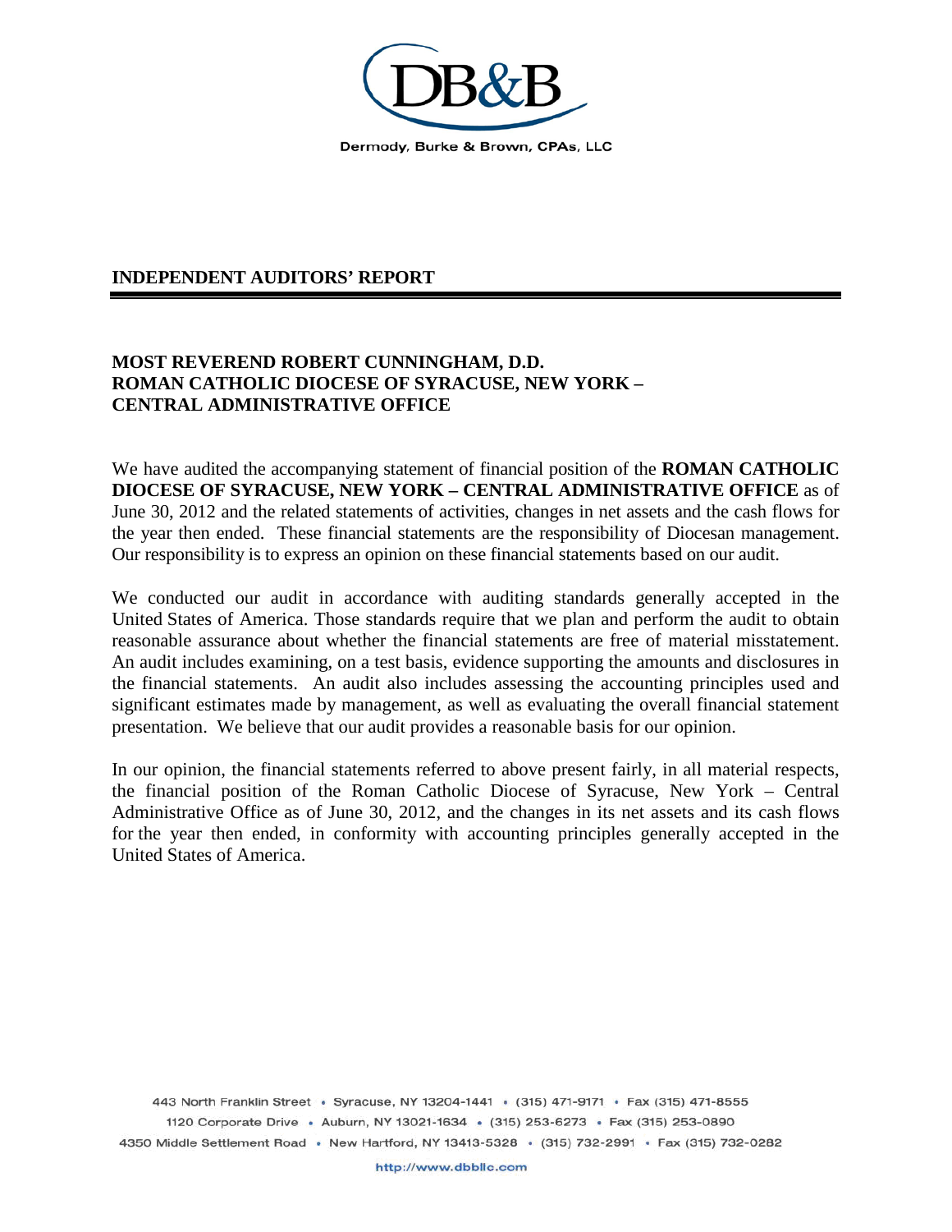DB&B

Dermody, Burke & Brown, CPAs, LLC

## INDEPENDENT AUDITORS' REPORT

**MOST REVEREND ROBERT CUNNINGHAM, D.D.**
**ROMAN CATHOLIC DIOCESE OF SYRACUSE, NEW YORK –**
**CENTRAL ADMINISTRATIVE OFFICE**

We have audited the accompanying statement of financial position of the **ROMAN CATHOLIC DIOCESE OF SYRACUSE, NEW YORK – CENTRAL ADMINISTRATIVE OFFICE** as of June 30, 2012 and the related statements of activities, changes in net assets and the cash flows for the year then ended. These financial statements are the responsibility of Diocesan management. Our responsibility is to express an opinion on these financial statements based on our audit.

We conducted our audit in accordance with auditing standards generally accepted in the United States of America. Those standards require that we plan and perform the audit to obtain reasonable assurance about whether the financial statements are free of material misstatement. An audit includes examining, on a test basis, evidence supporting the amounts and disclosures in the financial statements. An audit also includes assessing the accounting principles used and significant estimates made by management, as well as evaluating the overall financial statement presentation. We believe that our audit provides a reasonable basis for our opinion.

In our opinion, the financial statements referred to above present fairly, in all material respects, the financial position of the Roman Catholic Diocese of Syracuse, New York – Central Administrative Office as of June 30, 2012, and the changes in its net assets and its cash flows for the year then ended, in conformity with accounting principles generally accepted in the United States of America.

443 North Franklin Street • Syracuse, NY 13204-1441 • (315) 471-9171 • Fax (315) 471-8555
1120 Corporate Drive • Auburn, NY 13021-1634 • (315) 253-6273 • Fax (315) 253-0890
4350 Middle Settlement Road • New Hartford, NY 13413-5328 • (315) 732-2991 • Fax (315) 732-0282

http://www.dbbllc.com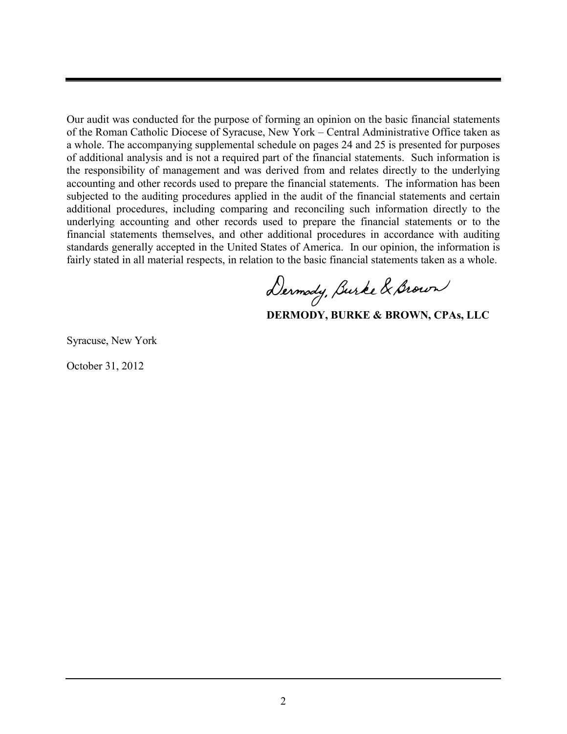Our audit was conducted for the purpose of forming an opinion on the basic financial statements of the Roman Catholic Diocese of Syracuse, New York – Central Administrative Office taken as a whole. The accompanying supplemental schedule on pages 24 and 25 is presented for purposes of additional analysis and is not a required part of the financial statements. Such information is the responsibility of management and was derived from and relates directly to the underlying accounting and other records used to prepare the financial statements. The information has been subjected to the auditing procedures applied in the audit of the financial statements and certain additional procedures, including comparing and reconciling such information directly to the underlying accounting and other records used to prepare the financial statements or to the financial statements themselves, and other additional procedures in accordance with auditing standards generally accepted in the United States of America. In our opinion, the information is fairly stated in all material respects, in relation to the basic financial statements taken as a whole.

Dermody, Burke & Brown

**DERMODY, BURKE & BROWN, CPAs, LLC**

Syracuse, New York

October 31, 2012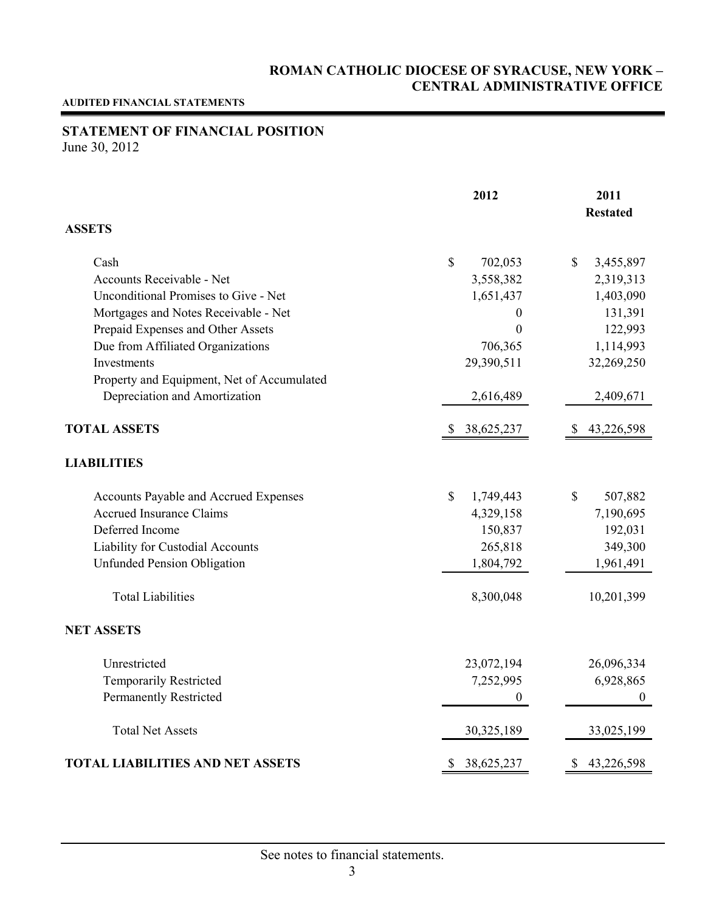# ROMAN CATHOLIC DIOCESE OF SYRACUSE, NEW YORK – CENTRAL ADMINISTRATIVE OFFICE

**AUDITED FINANCIAL STATEMENTS**

## STATEMENT OF FINANCIAL POSITION

June 30, 2012

| | 2012 | 2011 Restated |
|---|---|---|
| **ASSETS** | | |
| Cash | $ 702,053 | $ 3,455,897 |
| Accounts Receivable - Net | 3,558,382 | 2,319,313 |
| Unconditional Promises to Give - Net | 1,651,437 | 1,403,090 |
| Mortgages and Notes Receivable - Net | 0 | 131,391 |
| Prepaid Expenses and Other Assets | 0 | 122,993 |
| Due from Affiliated Organizations | 706,365 | 1,114,993 |
| Investments | 29,390,511 | 32,269,250 |
| Property and Equipment, Net of Accumulated Depreciation and Amortization | 2,616,489 | 2,409,671 |
| **TOTAL ASSETS** | $ 38,625,237 | $ 43,226,598 |
| **LIABILITIES** | | |
| Accounts Payable and Accrued Expenses | $ 1,749,443 | $ 507,882 |
| Accrued Insurance Claims | 4,329,158 | 7,190,695 |
| Deferred Income | 150,837 | 192,031 |
| Liability for Custodial Accounts | 265,818 | 349,300 |
| Unfunded Pension Obligation | 1,804,792 | 1,961,491 |
| Total Liabilities | 8,300,048 | 10,201,399 |
| **NET ASSETS** | | |
| Unrestricted | 23,072,194 | 26,096,334 |
| Temporarily Restricted | 7,252,995 | 6,928,865 |
| Permanently Restricted | 0 | 0 |
| Total Net Assets | 30,325,189 | 33,025,199 |
| **TOTAL LIABILITIES AND NET ASSETS** | $ 38,625,237 | $ 43,226,598 |

See notes to financial statements.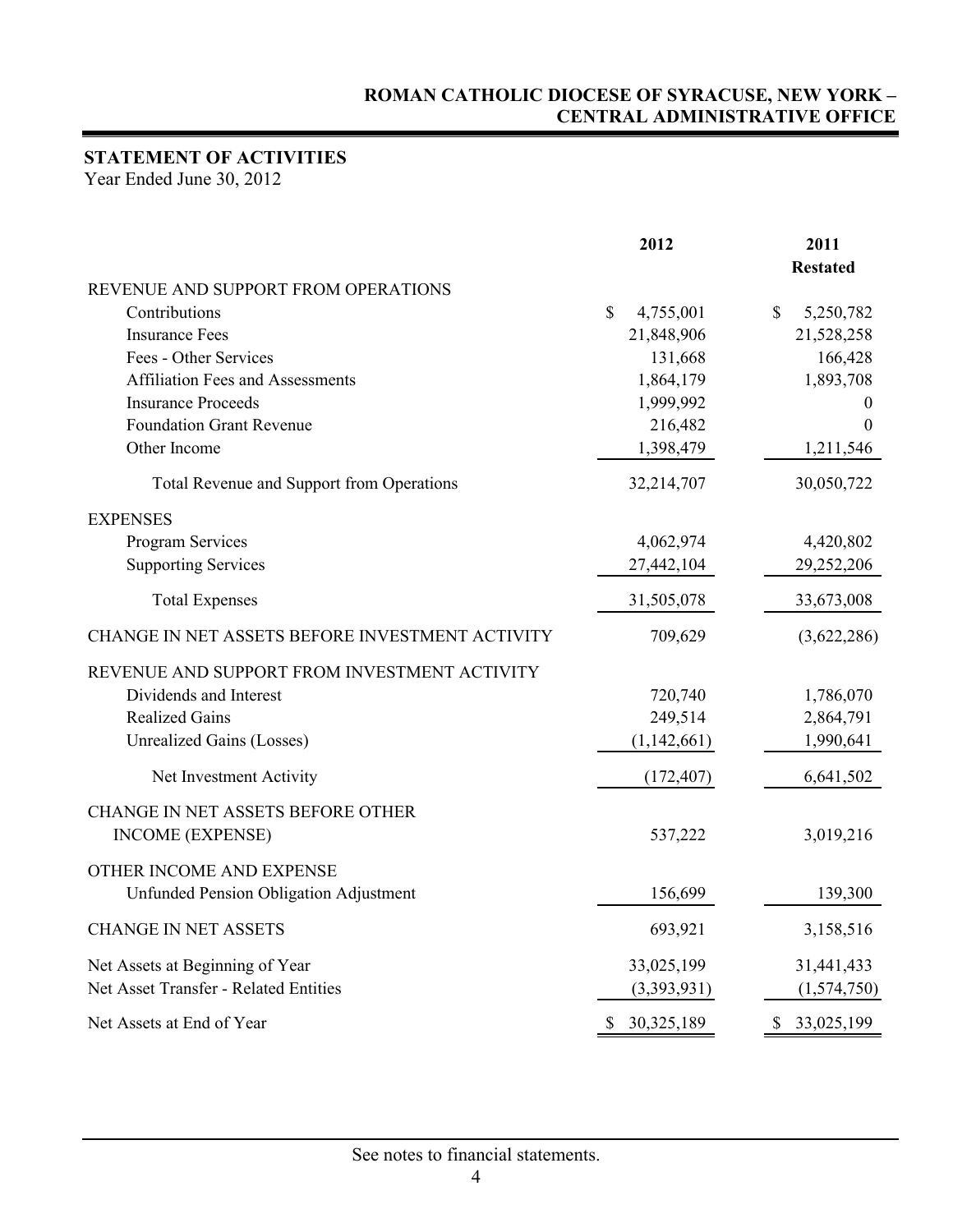# ROMAN CATHOLIC DIOCESE OF SYRACUSE, NEW YORK – CENTRAL ADMINISTRATIVE OFFICE

## STATEMENT OF ACTIVITIES

Year Ended June 30, 2012

| | 2012 | 2011 Restated |
|---|---|---|
| REVENUE AND SUPPORT FROM OPERATIONS | | |
| Contributions | $ 4,755,001 | $ 5,250,782 |
| Insurance Fees | 21,848,906 | 21,528,258 |
| Fees - Other Services | 131,668 | 166,428 |
| Affiliation Fees and Assessments | 1,864,179 | 1,893,708 |
| Insurance Proceeds | 1,999,992 | 0 |
| Foundation Grant Revenue | 216,482 | 0 |
| Other Income | 1,398,479 | 1,211,546 |
| Total Revenue and Support from Operations | 32,214,707 | 30,050,722 |
| EXPENSES | | |
| Program Services | 4,062,974 | 4,420,802 |
| Supporting Services | 27,442,104 | 29,252,206 |
| Total Expenses | 31,505,078 | 33,673,008 |
| CHANGE IN NET ASSETS BEFORE INVESTMENT ACTIVITY | 709,629 | (3,622,286) |
| REVENUE AND SUPPORT FROM INVESTMENT ACTIVITY | | |
| Dividends and Interest | 720,740 | 1,786,070 |
| Realized Gains | 249,514 | 2,864,791 |
| Unrealized Gains (Losses) | (1,142,661) | 1,990,641 |
| Net Investment Activity | (172,407) | 6,641,502 |
| CHANGE IN NET ASSETS BEFORE OTHER INCOME (EXPENSE) | 537,222 | 3,019,216 |
| OTHER INCOME AND EXPENSE | | |
| Unfunded Pension Obligation Adjustment | 156,699 | 139,300 |
| CHANGE IN NET ASSETS | 693,921 | 3,158,516 |
| Net Assets at Beginning of Year | 33,025,199 | 31,441,433 |
| Net Asset Transfer - Related Entities | (3,393,931) | (1,574,750) |
| Net Assets at End of Year | $ 30,325,189 | $ 33,025,199 |

See notes to financial statements.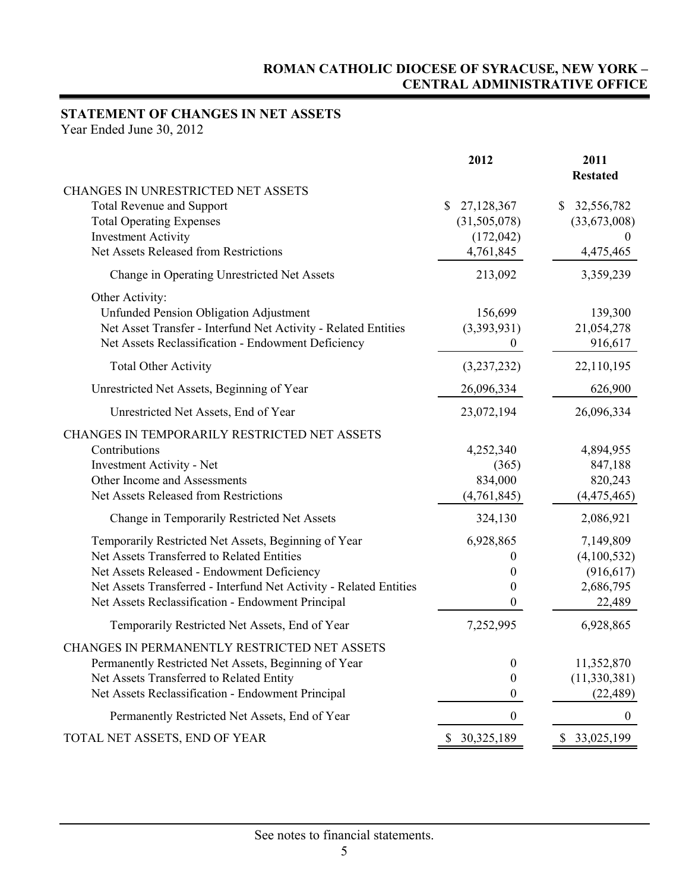**ROMAN CATHOLIC DIOCESE OF SYRACUSE, NEW YORK – CENTRAL ADMINISTRATIVE OFFICE**

## STATEMENT OF CHANGES IN NET ASSETS

Year Ended June 30, 2012

| | 2012 | 2011 Restated |
|---|---|---|
| CHANGES IN UNRESTRICTED NET ASSETS | | |
| Total Revenue and Support | $ 27,128,367 | $ 32,556,782 |
| Total Operating Expenses | (31,505,078) | (33,673,008) |
| Investment Activity | (172,042) | 0 |
| Net Assets Released from Restrictions | 4,761,845 | 4,475,465 |
| Change in Operating Unrestricted Net Assets | 213,092 | 3,359,239 |
| Other Activity: | | |
| Unfunded Pension Obligation Adjustment | 156,699 | 139,300 |
| Net Asset Transfer - Interfund Net Activity - Related Entities | (3,393,931) | 21,054,278 |
| Net Assets Reclassification - Endowment Deficiency | 0 | 916,617 |
| Total Other Activity | (3,237,232) | 22,110,195 |
| Unrestricted Net Assets, Beginning of Year | 26,096,334 | 626,900 |
| Unrestricted Net Assets, End of Year | 23,072,194 | 26,096,334 |
| CHANGES IN TEMPORARILY RESTRICTED NET ASSETS | | |
| Contributions | 4,252,340 | 4,894,955 |
| Investment Activity - Net | (365) | 847,188 |
| Other Income and Assessments | 834,000 | 820,243 |
| Net Assets Released from Restrictions | (4,761,845) | (4,475,465) |
| Change in Temporarily Restricted Net Assets | 324,130 | 2,086,921 |
| Temporarily Restricted Net Assets, Beginning of Year | 6,928,865 | 7,149,809 |
| Net Assets Transferred to Related Entities | 0 | (4,100,532) |
| Net Assets Released - Endowment Deficiency | 0 | (916,617) |
| Net Assets Transferred - Interfund Net Activity - Related Entities | 0 | 2,686,795 |
| Net Assets Reclassification - Endowment Principal | 0 | 22,489 |
| Temporarily Restricted Net Assets, End of Year | 7,252,995 | 6,928,865 |
| CHANGES IN PERMANENTLY RESTRICTED NET ASSETS | | |
| Permanently Restricted Net Assets, Beginning of Year | 0 | 11,352,870 |
| Net Assets Transferred to Related Entity | 0 | (11,330,381) |
| Net Assets Reclassification - Endowment Principal | 0 | (22,489) |
| Permanently Restricted Net Assets, End of Year | 0 | 0 |
| TOTAL NET ASSETS, END OF YEAR | $ 30,325,189 | $ 33,025,199 |

See notes to financial statements.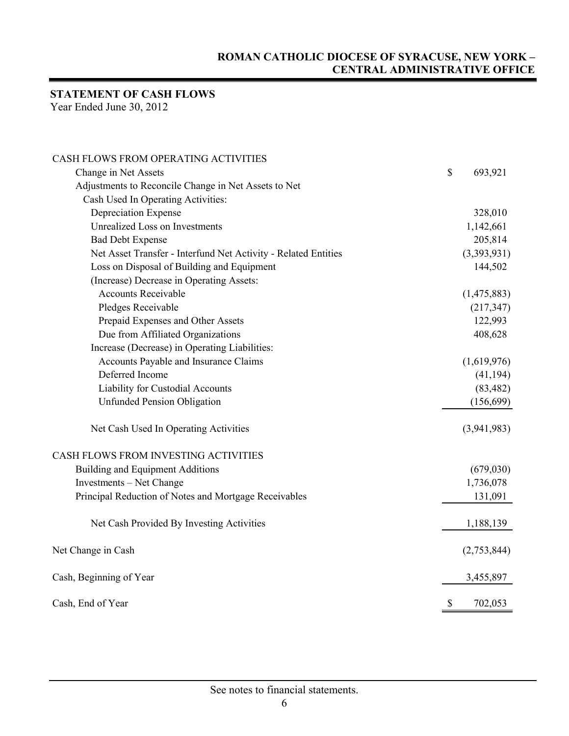**ROMAN CATHOLIC DIOCESE OF SYRACUSE, NEW YORK – CENTRAL ADMINISTRATIVE OFFICE**

## STATEMENT OF CASH FLOWS

Year Ended June 30, 2012

| | |
|---|---|
| CASH FLOWS FROM OPERATING ACTIVITIES | |
| Change in Net Assets | $ 693,921 |
| Adjustments to Reconcile Change in Net Assets to Net Cash Used In Operating Activities: | |
| Depreciation Expense | 328,010 |
| Unrealized Loss on Investments | 1,142,661 |
| Bad Debt Expense | 205,814 |
| Net Asset Transfer - Interfund Net Activity - Related Entities | (3,393,931) |
| Loss on Disposal of Building and Equipment | 144,502 |
| (Increase) Decrease in Operating Assets: | |
| Accounts Receivable | (1,475,883) |
| Pledges Receivable | (217,347) |
| Prepaid Expenses and Other Assets | 122,993 |
| Due from Affiliated Organizations | 408,628 |
| Increase (Decrease) in Operating Liabilities: | |
| Accounts Payable and Insurance Claims | (1,619,976) |
| Deferred Income | (41,194) |
| Liability for Custodial Accounts | (83,482) |
| Unfunded Pension Obligation | (156,699) |
| Net Cash Used In Operating Activities | (3,941,983) |
| CASH FLOWS FROM INVESTING ACTIVITIES | |
| Building and Equipment Additions | (679,030) |
| Investments – Net Change | 1,736,078 |
| Principal Reduction of Notes and Mortgage Receivables | 131,091 |
| Net Cash Provided By Investing Activities | 1,188,139 |
| Net Change in Cash | (2,753,844) |
| Cash, Beginning of Year | 3,455,897 |
| Cash, End of Year | $ 702,053 |

See notes to financial statements.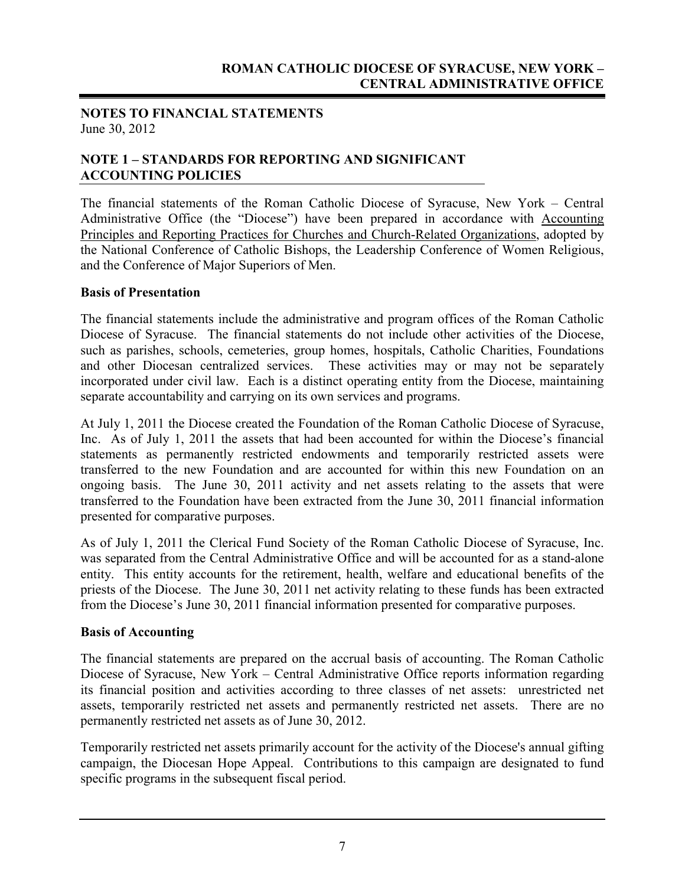## NOTES TO FINANCIAL STATEMENTS
June 30, 2012

## NOTE 1 – STANDARDS FOR REPORTING AND SIGNIFICANT ACCOUNTING POLICIES

The financial statements of the Roman Catholic Diocese of Syracuse, New York – Central Administrative Office (the "Diocese") have been prepared in accordance with Accounting Principles and Reporting Practices for Churches and Church-Related Organizations, adopted by the National Conference of Catholic Bishops, the Leadership Conference of Women Religious, and the Conference of Major Superiors of Men.

### Basis of Presentation

The financial statements include the administrative and program offices of the Roman Catholic Diocese of Syracuse. The financial statements do not include other activities of the Diocese, such as parishes, schools, cemeteries, group homes, hospitals, Catholic Charities, Foundations and other Diocesan centralized services. These activities may or may not be separately incorporated under civil law. Each is a distinct operating entity from the Diocese, maintaining separate accountability and carrying on its own services and programs.

At July 1, 2011 the Diocese created the Foundation of the Roman Catholic Diocese of Syracuse, Inc. As of July 1, 2011 the assets that had been accounted for within the Diocese's financial statements as permanently restricted endowments and temporarily restricted assets were transferred to the new Foundation and are accounted for within this new Foundation on an ongoing basis. The June 30, 2011 activity and net assets relating to the assets that were transferred to the Foundation have been extracted from the June 30, 2011 financial information presented for comparative purposes.

As of July 1, 2011 the Clerical Fund Society of the Roman Catholic Diocese of Syracuse, Inc. was separated from the Central Administrative Office and will be accounted for as a stand-alone entity. This entity accounts for the retirement, health, welfare and educational benefits of the priests of the Diocese. The June 30, 2011 net activity relating to these funds has been extracted from the Diocese's June 30, 2011 financial information presented for comparative purposes.

### Basis of Accounting

The financial statements are prepared on the accrual basis of accounting. The Roman Catholic Diocese of Syracuse, New York – Central Administrative Office reports information regarding its financial position and activities according to three classes of net assets: unrestricted net assets, temporarily restricted net assets and permanently restricted net assets. There are no permanently restricted net assets as of June 30, 2012.

Temporarily restricted net assets primarily account for the activity of the Diocese's annual gifting campaign, the Diocesan Hope Appeal. Contributions to this campaign are designated to fund specific programs in the subsequent fiscal period.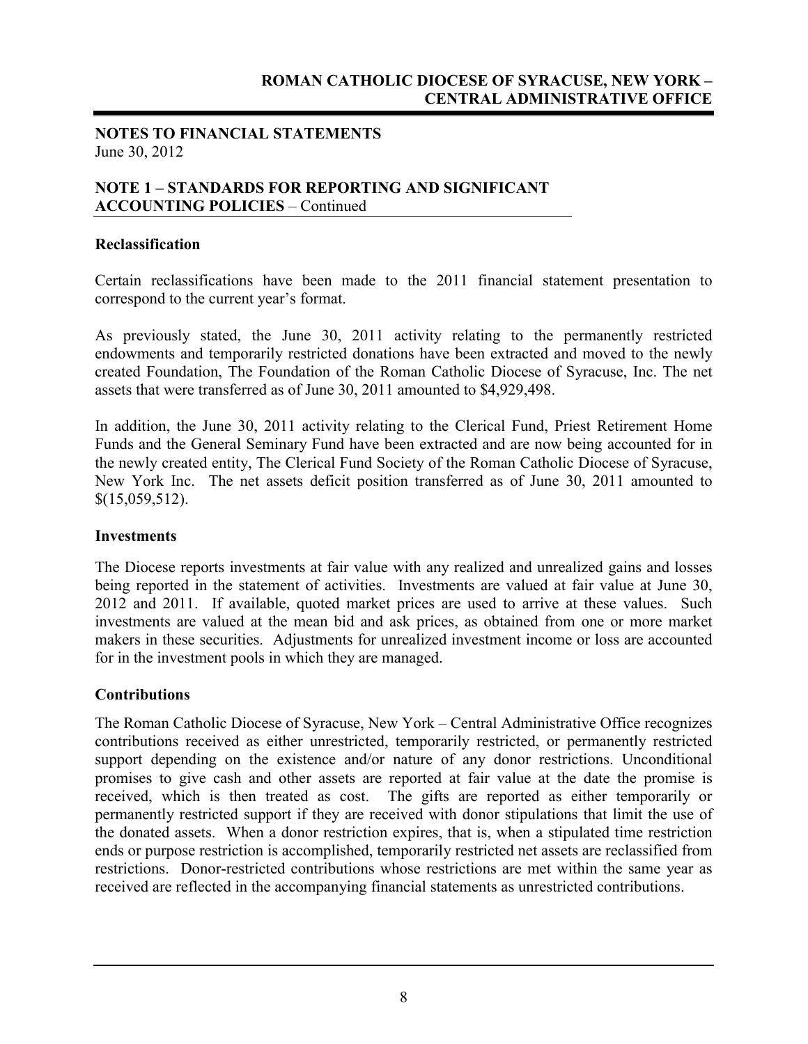**NOTES TO FINANCIAL STATEMENTS**
June 30, 2012

## NOTE 1 – STANDARDS FOR REPORTING AND SIGNIFICANT ACCOUNTING POLICIES – Continued

### Reclassification

Certain reclassifications have been made to the 2011 financial statement presentation to correspond to the current year's format.

As previously stated, the June 30, 2011 activity relating to the permanently restricted endowments and temporarily restricted donations have been extracted and moved to the newly created Foundation, The Foundation of the Roman Catholic Diocese of Syracuse, Inc. The net assets that were transferred as of June 30, 2011 amounted to $4,929,498.

In addition, the June 30, 2011 activity relating to the Clerical Fund, Priest Retirement Home Funds and the General Seminary Fund have been extracted and are now being accounted for in the newly created entity, The Clerical Fund Society of the Roman Catholic Diocese of Syracuse, New York Inc. The net assets deficit position transferred as of June 30, 2011 amounted to $(15,059,512).

### Investments

The Diocese reports investments at fair value with any realized and unrealized gains and losses being reported in the statement of activities. Investments are valued at fair value at June 30, 2012 and 2011. If available, quoted market prices are used to arrive at these values. Such investments are valued at the mean bid and ask prices, as obtained from one or more market makers in these securities. Adjustments for unrealized investment income or loss are accounted for in the investment pools in which they are managed.

### Contributions

The Roman Catholic Diocese of Syracuse, New York – Central Administrative Office recognizes contributions received as either unrestricted, temporarily restricted, or permanently restricted support depending on the existence and/or nature of any donor restrictions. Unconditional promises to give cash and other assets are reported at fair value at the date the promise is received, which is then treated as cost. The gifts are reported as either temporarily or permanently restricted support if they are received with donor stipulations that limit the use of the donated assets. When a donor restriction expires, that is, when a stipulated time restriction ends or purpose restriction is accomplished, temporarily restricted net assets are reclassified from restrictions. Donor-restricted contributions whose restrictions are met within the same year as received are reflected in the accompanying financial statements as unrestricted contributions.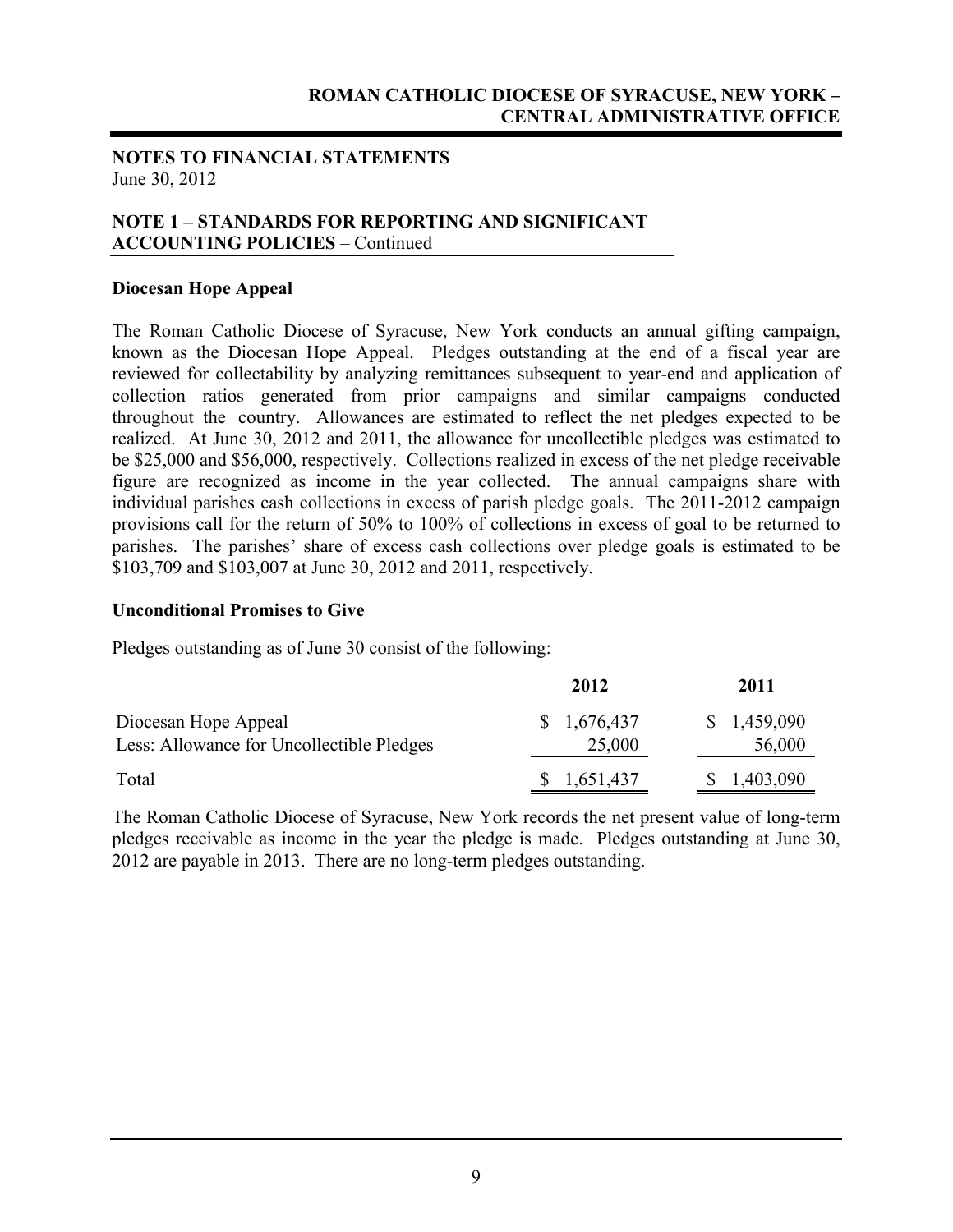## NOTES TO FINANCIAL STATEMENTS

June 30, 2012

## NOTE 1 – STANDARDS FOR REPORTING AND SIGNIFICANT ACCOUNTING POLICIES – Continued

### Diocesan Hope Appeal

The Roman Catholic Diocese of Syracuse, New York conducts an annual gifting campaign, known as the Diocesan Hope Appeal. Pledges outstanding at the end of a fiscal year are reviewed for collectability by analyzing remittances subsequent to year-end and application of collection ratios generated from prior campaigns and similar campaigns conducted throughout the country. Allowances are estimated to reflect the net pledges expected to be realized. At June 30, 2012 and 2011, the allowance for uncollectible pledges was estimated to be $25,000 and $56,000, respectively. Collections realized in excess of the net pledge receivable figure are recognized as income in the year collected. The annual campaigns share with individual parishes cash collections in excess of parish pledge goals. The 2011-2012 campaign provisions call for the return of 50% to 100% of collections in excess of goal to be returned to parishes. The parishes' share of excess cash collections over pledge goals is estimated to be $103,709 and $103,007 at June 30, 2012 and 2011, respectively.

### Unconditional Promises to Give

Pledges outstanding as of June 30 consist of the following:

| | 2012 | 2011 |
|---|---|---|
| Diocesan Hope Appeal | $ 1,676,437 | $ 1,459,090 |
| Less: Allowance for Uncollectible Pledges | 25,000 | 56,000 |
| Total | $ 1,651,437 | $ 1,403,090 |

The Roman Catholic Diocese of Syracuse, New York records the net present value of long-term pledges receivable as income in the year the pledge is made. Pledges outstanding at June 30, 2012 are payable in 2013. There are no long-term pledges outstanding.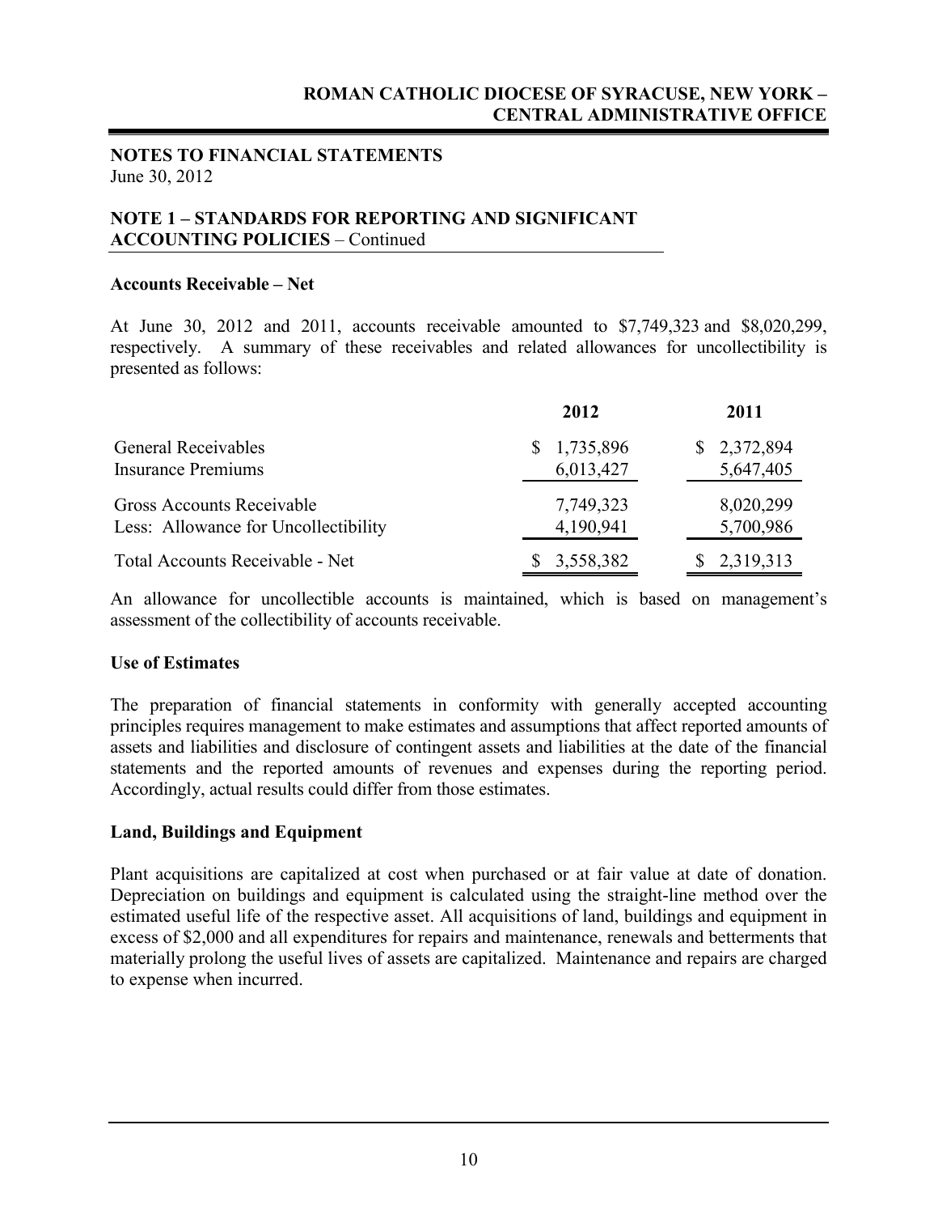## NOTES TO FINANCIAL STATEMENTS
June 30, 2012

## NOTE 1 – STANDARDS FOR REPORTING AND SIGNIFICANT ACCOUNTING POLICIES – Continued

### Accounts Receivable – Net

At June 30, 2012 and 2011, accounts receivable amounted to $7,749,323 and $8,020,299, respectively. A summary of these receivables and related allowances for uncollectibility is presented as follows:

| | 2012 | 2011 |
|---|---|---|
| General Receivables | $ 1,735,896 | $ 2,372,894 |
| Insurance Premiums | 6,013,427 | 5,647,405 |
| Gross Accounts Receivable | 7,749,323 | 8,020,299 |
| Less: Allowance for Uncollectibility | 4,190,941 | 5,700,986 |
| Total Accounts Receivable - Net | $ 3,558,382 | $ 2,319,313 |

An allowance for uncollectible accounts is maintained, which is based on management's assessment of the collectibility of accounts receivable.

### Use of Estimates

The preparation of financial statements in conformity with generally accepted accounting principles requires management to make estimates and assumptions that affect reported amounts of assets and liabilities and disclosure of contingent assets and liabilities at the date of the financial statements and the reported amounts of revenues and expenses during the reporting period. Accordingly, actual results could differ from those estimates.

### Land, Buildings and Equipment

Plant acquisitions are capitalized at cost when purchased or at fair value at date of donation. Depreciation on buildings and equipment is calculated using the straight-line method over the estimated useful life of the respective asset. All acquisitions of land, buildings and equipment in excess of $2,000 and all expenditures for repairs and maintenance, renewals and betterments that materially prolong the useful lives of assets are capitalized. Maintenance and repairs are charged to expense when incurred.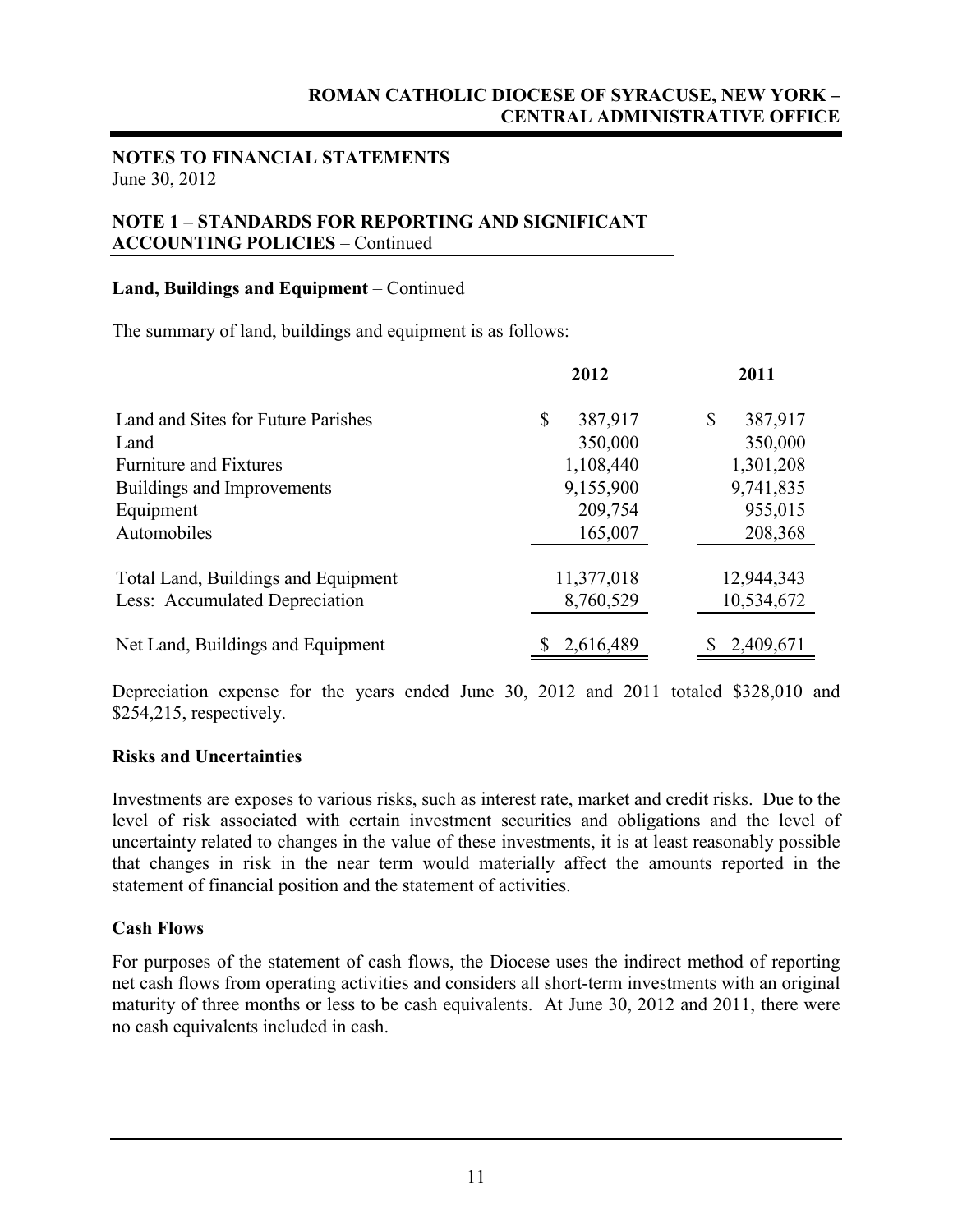**NOTES TO FINANCIAL STATEMENTS**
June 30, 2012

## NOTE 1 – STANDARDS FOR REPORTING AND SIGNIFICANT ACCOUNTING POLICIES – Continued

### Land, Buildings and Equipment – Continued

The summary of land, buildings and equipment is as follows:

| | 2012 | 2011 |
|---|---|---|
| Land and Sites for Future Parishes | $ 387,917 | $ 387,917 |
| Land | 350,000 | 350,000 |
| Furniture and Fixtures | 1,108,440 | 1,301,208 |
| Buildings and Improvements | 9,155,900 | 9,741,835 |
| Equipment | 209,754 | 955,015 |
| Automobiles | 165,007 | 208,368 |
| Total Land, Buildings and Equipment | 11,377,018 | 12,944,343 |
| Less: Accumulated Depreciation | 8,760,529 | 10,534,672 |
| Net Land, Buildings and Equipment | $ 2,616,489 | $ 2,409,671 |

Depreciation expense for the years ended June 30, 2012 and 2011 totaled $328,010 and $254,215, respectively.

### Risks and Uncertainties

Investments are exposes to various risks, such as interest rate, market and credit risks. Due to the level of risk associated with certain investment securities and obligations and the level of uncertainty related to changes in the value of these investments, it is at least reasonably possible that changes in risk in the near term would materially affect the amounts reported in the statement of financial position and the statement of activities.

### Cash Flows

For purposes of the statement of cash flows, the Diocese uses the indirect method of reporting net cash flows from operating activities and considers all short-term investments with an original maturity of three months or less to be cash equivalents. At June 30, 2012 and 2011, there were no cash equivalents included in cash.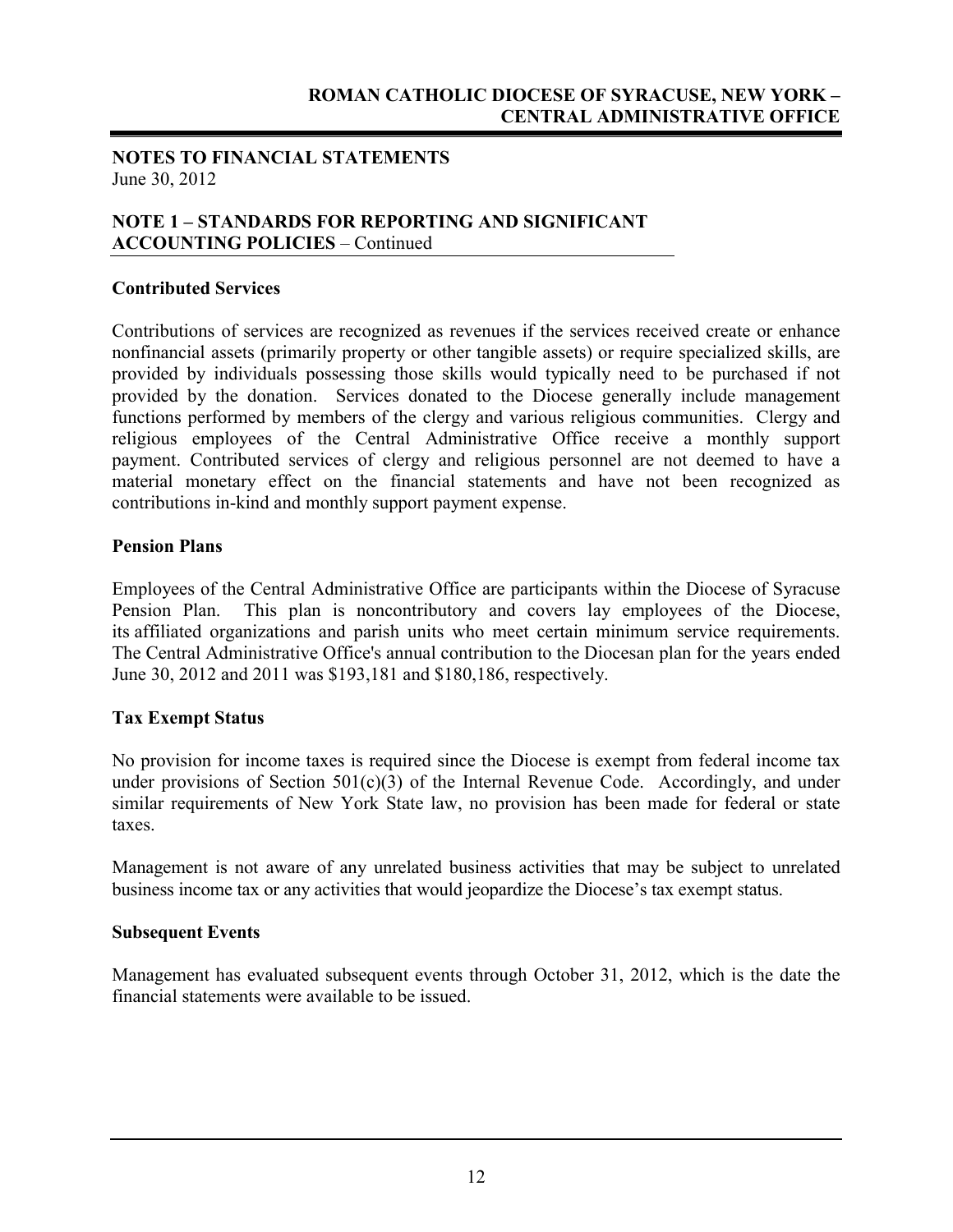## NOTES TO FINANCIAL STATEMENTS
June 30, 2012

## NOTE 1 – STANDARDS FOR REPORTING AND SIGNIFICANT ACCOUNTING POLICIES – Continued

### Contributed Services

Contributions of services are recognized as revenues if the services received create or enhance nonfinancial assets (primarily property or other tangible assets) or require specialized skills, are provided by individuals possessing those skills would typically need to be purchased if not provided by the donation. Services donated to the Diocese generally include management functions performed by members of the clergy and various religious communities. Clergy and religious employees of the Central Administrative Office receive a monthly support payment. Contributed services of clergy and religious personnel are not deemed to have a material monetary effect on the financial statements and have not been recognized as contributions in-kind and monthly support payment expense.

### Pension Plans

Employees of the Central Administrative Office are participants within the Diocese of Syracuse Pension Plan. This plan is noncontributory and covers lay employees of the Diocese, its affiliated organizations and parish units who meet certain minimum service requirements. The Central Administrative Office's annual contribution to the Diocesan plan for the years ended June 30, 2012 and 2011 was $193,181 and $180,186, respectively.

### Tax Exempt Status

No provision for income taxes is required since the Diocese is exempt from federal income tax under provisions of Section 501(c)(3) of the Internal Revenue Code. Accordingly, and under similar requirements of New York State law, no provision has been made for federal or state taxes.

Management is not aware of any unrelated business activities that may be subject to unrelated business income tax or any activities that would jeopardize the Diocese's tax exempt status.

### Subsequent Events

Management has evaluated subsequent events through October 31, 2012, which is the date the financial statements were available to be issued.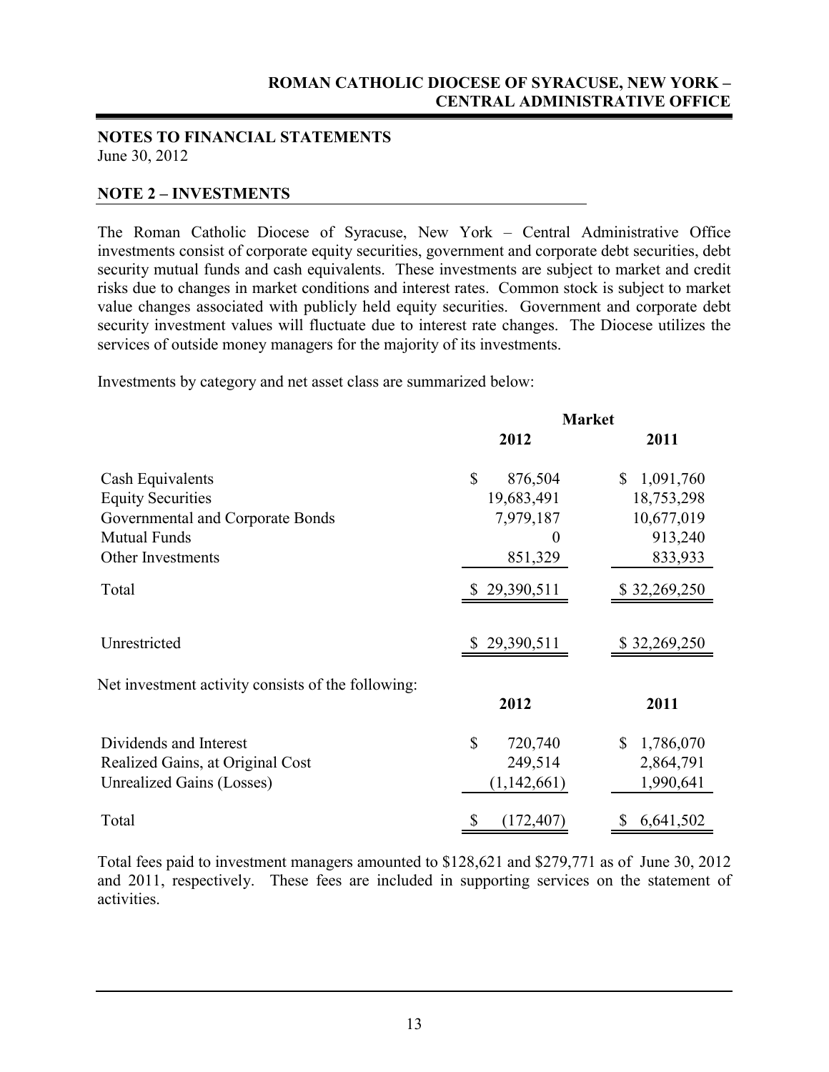**NOTES TO FINANCIAL STATEMENTS**
June 30, 2012

## NOTE 2 – INVESTMENTS

The Roman Catholic Diocese of Syracuse, New York – Central Administrative Office investments consist of corporate equity securities, government and corporate debt securities, debt security mutual funds and cash equivalents. These investments are subject to market and credit risks due to changes in market conditions and interest rates. Common stock is subject to market value changes associated with publicly held equity securities. Government and corporate debt security investment values will fluctuate due to interest rate changes. The Diocese utilizes the services of outside money managers for the majority of its investments.

Investments by category and net asset class are summarized below:

| | Market | |
|---|---|---|
| | 2012 | 2011 |
| Cash Equivalents | $ 876,504 | $ 1,091,760 |
| Equity Securities | 19,683,491 | 18,753,298 |
| Governmental and Corporate Bonds | 7,979,187 | 10,677,019 |
| Mutual Funds | 0 | 913,240 |
| Other Investments | 851,329 | 833,933 |
| Total | $ 29,390,511 | $ 32,269,250 |
| Unrestricted | $ 29,390,511 | $ 32,269,250 |

Net investment activity consists of the following:

| | 2012 | 2011 |
|---|---|---|
| Dividends and Interest | $ 720,740 | $ 1,786,070 |
| Realized Gains, at Original Cost | 249,514 | 2,864,791 |
| Unrealized Gains (Losses) | (1,142,661) | 1,990,641 |
| Total | $ (172,407) | $ 6,641,502 |

Total fees paid to investment managers amounted to $128,621 and $279,771 as of June 30, 2012 and 2011, respectively. These fees are included in supporting services on the statement of activities.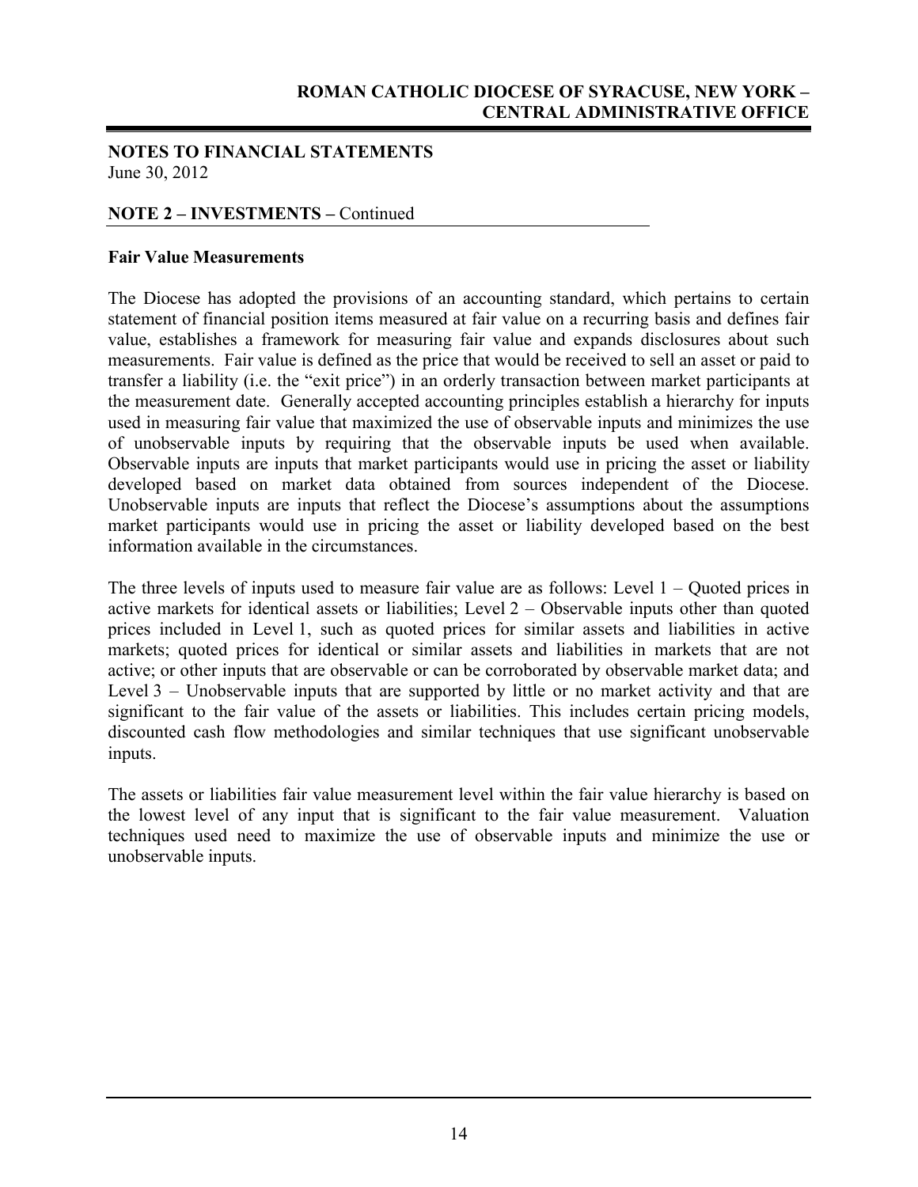**NOTES TO FINANCIAL STATEMENTS**
June 30, 2012

**NOTE 2 – INVESTMENTS –** Continued

**Fair Value Measurements**

The Diocese has adopted the provisions of an accounting standard, which pertains to certain statement of financial position items measured at fair value on a recurring basis and defines fair value, establishes a framework for measuring fair value and expands disclosures about such measurements. Fair value is defined as the price that would be received to sell an asset or paid to transfer a liability (i.e. the "exit price") in an orderly transaction between market participants at the measurement date. Generally accepted accounting principles establish a hierarchy for inputs used in measuring fair value that maximized the use of observable inputs and minimizes the use of unobservable inputs by requiring that the observable inputs be used when available. Observable inputs are inputs that market participants would use in pricing the asset or liability developed based on market data obtained from sources independent of the Diocese. Unobservable inputs are inputs that reflect the Diocese's assumptions about the assumptions market participants would use in pricing the asset or liability developed based on the best information available in the circumstances.

The three levels of inputs used to measure fair value are as follows: Level 1 – Quoted prices in active markets for identical assets or liabilities; Level 2 – Observable inputs other than quoted prices included in Level 1, such as quoted prices for similar assets and liabilities in active markets; quoted prices for identical or similar assets and liabilities in markets that are not active; or other inputs that are observable or can be corroborated by observable market data; and Level 3 – Unobservable inputs that are supported by little or no market activity and that are significant to the fair value of the assets or liabilities. This includes certain pricing models, discounted cash flow methodologies and similar techniques that use significant unobservable inputs.

The assets or liabilities fair value measurement level within the fair value hierarchy is based on the lowest level of any input that is significant to the fair value measurement. Valuation techniques used need to maximize the use of observable inputs and minimize the use or unobservable inputs.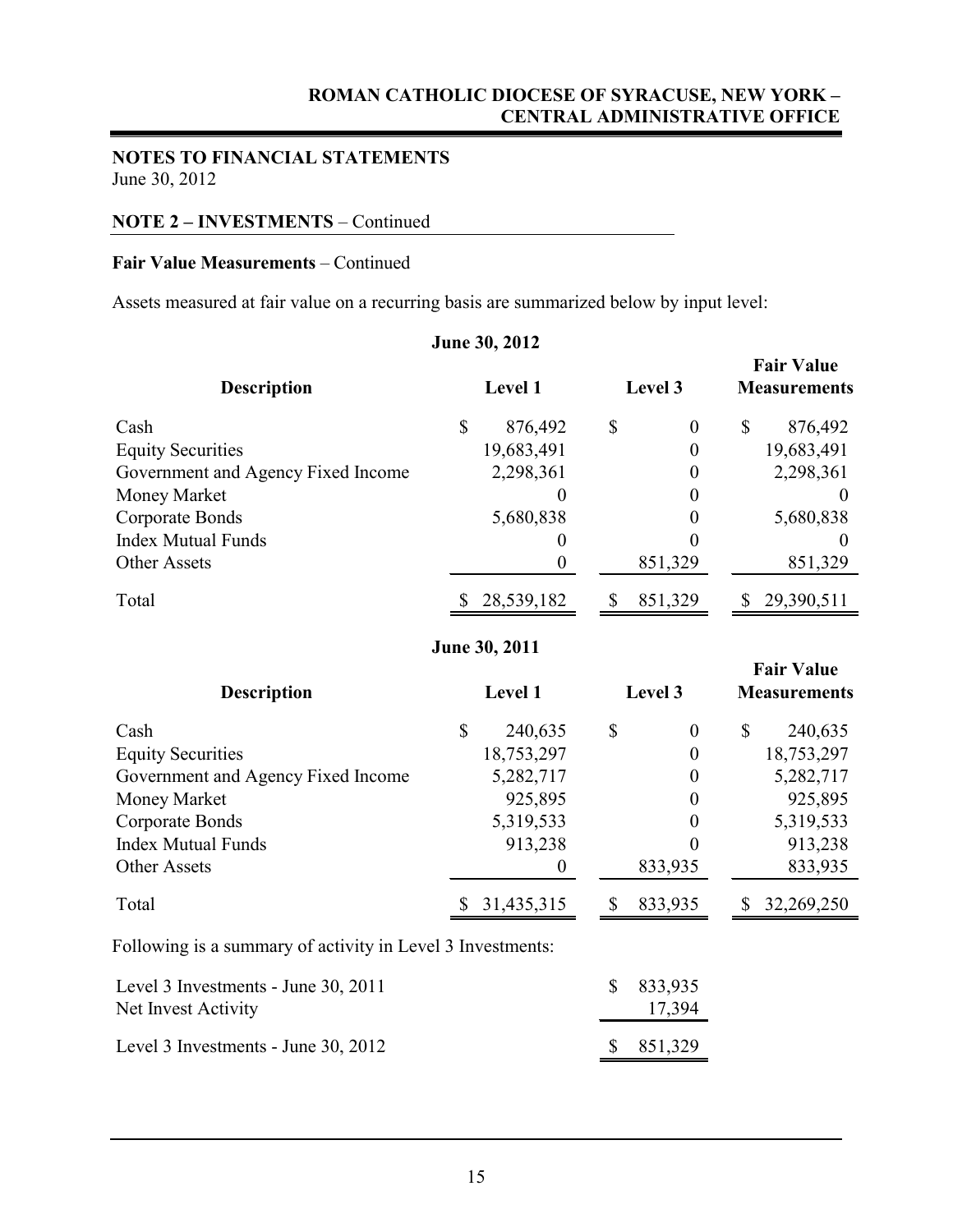**NOTES TO FINANCIAL STATEMENTS**
June 30, 2012

**NOTE 2 – INVESTMENTS** – Continued

**Fair Value Measurements** – Continued

Assets measured at fair value on a recurring basis are summarized below by input level:

**June 30, 2012**

| Description | Level 1 | Level 3 | Fair Value Measurements |
|---|---|---|---|
| Cash | $ 876,492 | $ 0 | $ 876,492 |
| Equity Securities | 19,683,491 | 0 | 19,683,491 |
| Government and Agency Fixed Income | 2,298,361 | 0 | 2,298,361 |
| Money Market | 0 | 0 | 0 |
| Corporate Bonds | 5,680,838 | 0 | 5,680,838 |
| Index Mutual Funds | 0 | 0 | 0 |
| Other Assets | 0 | 851,329 | 851,329 |
| Total | $ 28,539,182 | $ 851,329 | $ 29,390,511 |

**June 30, 2011**

| Description | Level 1 | Level 3 | Fair Value Measurements |
|---|---|---|---|
| Cash | $ 240,635 | $ 0 | $ 240,635 |
| Equity Securities | 18,753,297 | 0 | 18,753,297 |
| Government and Agency Fixed Income | 5,282,717 | 0 | 5,282,717 |
| Money Market | 925,895 | 0 | 925,895 |
| Corporate Bonds | 5,319,533 | 0 | 5,319,533 |
| Index Mutual Funds | 913,238 | 0 | 913,238 |
| Other Assets | 0 | 833,935 | 833,935 |
| Total | $ 31,435,315 | $ 833,935 | $ 32,269,250 |

Following is a summary of activity in Level 3 Investments:

| | |
|---|---|
| Level 3 Investments - June 30, 2011 | $ 833,935 |
| Net Invest Activity | 17,394 |
| Level 3 Investments - June 30, 2012 | $ 851,329 |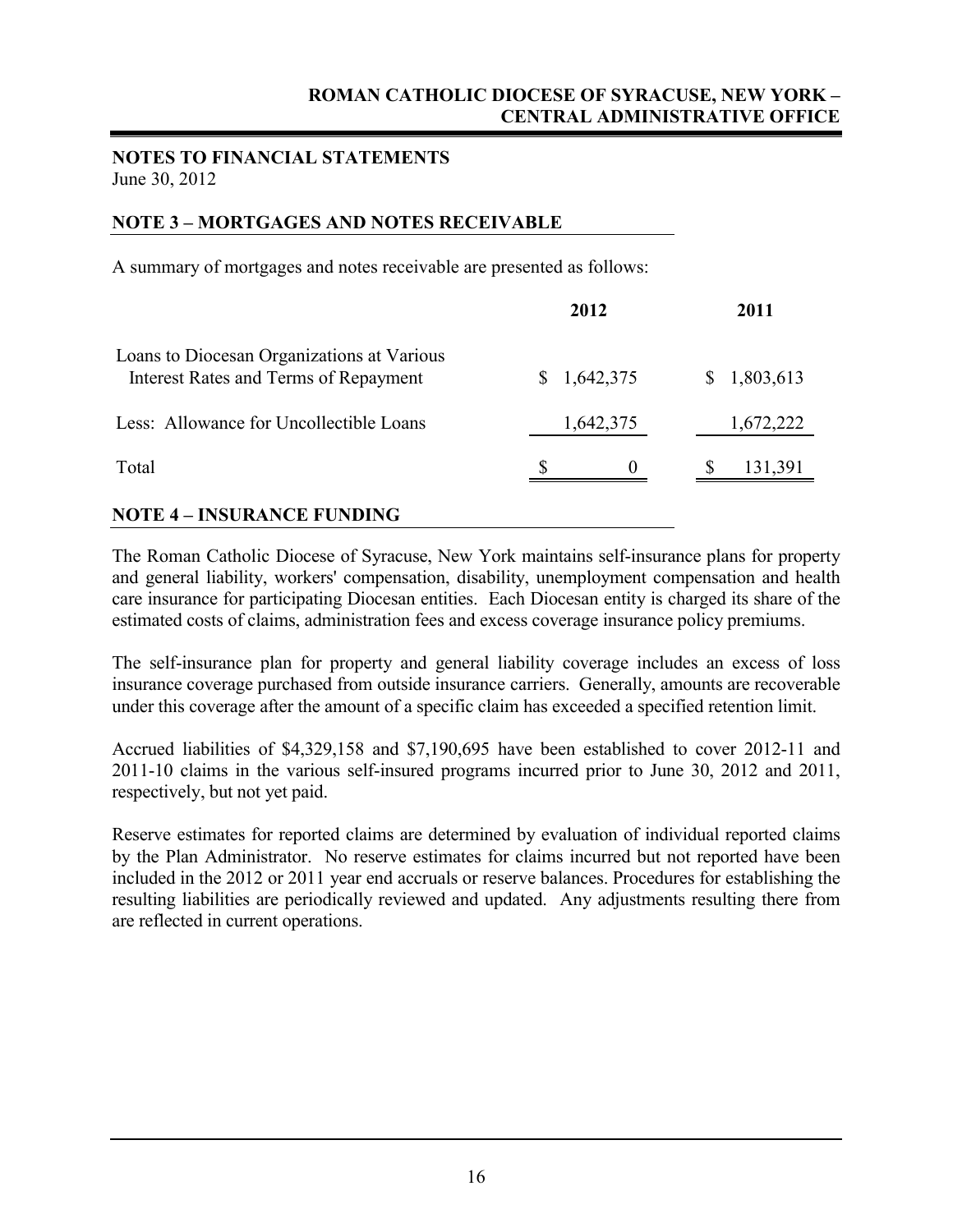## NOTES TO FINANCIAL STATEMENTS

June 30, 2012

### NOTE 3 – MORTGAGES AND NOTES RECEIVABLE

A summary of mortgages and notes receivable are presented as follows:

| | 2012 | 2011 |
|---|---|---|
| Loans to Diocesan Organizations at Various Interest Rates and Terms of Repayment | $ 1,642,375 | $ 1,803,613 |
| Less: Allowance for Uncollectible Loans | 1,642,375 | 1,672,222 |
| Total | $ 0 | $ 131,391 |

### NOTE 4 – INSURANCE FUNDING

The Roman Catholic Diocese of Syracuse, New York maintains self-insurance plans for property and general liability, workers' compensation, disability, unemployment compensation and health care insurance for participating Diocesan entities. Each Diocesan entity is charged its share of the estimated costs of claims, administration fees and excess coverage insurance policy premiums.

The self-insurance plan for property and general liability coverage includes an excess of loss insurance coverage purchased from outside insurance carriers. Generally, amounts are recoverable under this coverage after the amount of a specific claim has exceeded a specified retention limit.

Accrued liabilities of $4,329,158 and $7,190,695 have been established to cover 2012-11 and 2011-10 claims in the various self-insured programs incurred prior to June 30, 2012 and 2011, respectively, but not yet paid.

Reserve estimates for reported claims are determined by evaluation of individual reported claims by the Plan Administrator. No reserve estimates for claims incurred but not reported have been included in the 2012 or 2011 year end accruals or reserve balances. Procedures for establishing the resulting liabilities are periodically reviewed and updated. Any adjustments resulting there from are reflected in current operations.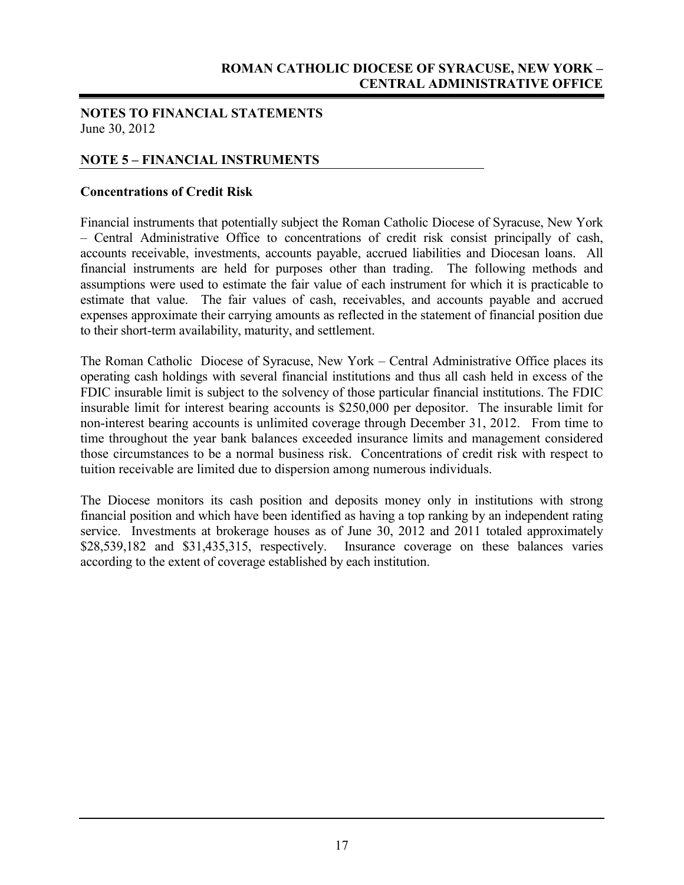**NOTES TO FINANCIAL STATEMENTS**
June 30, 2012

## NOTE 5 – FINANCIAL INSTRUMENTS

### Concentrations of Credit Risk

Financial instruments that potentially subject the Roman Catholic Diocese of Syracuse, New York – Central Administrative Office to concentrations of credit risk consist principally of cash, accounts receivable, investments, accounts payable, accrued liabilities and Diocesan loans. All financial instruments are held for purposes other than trading. The following methods and assumptions were used to estimate the fair value of each instrument for which it is practicable to estimate that value. The fair values of cash, receivables, and accounts payable and accrued expenses approximate their carrying amounts as reflected in the statement of financial position due to their short-term availability, maturity, and settlement.

The Roman Catholic Diocese of Syracuse, New York – Central Administrative Office places its operating cash holdings with several financial institutions and thus all cash held in excess of the FDIC insurable limit is subject to the solvency of those particular financial institutions. The FDIC insurable limit for interest bearing accounts is $250,000 per depositor. The insurable limit for non-interest bearing accounts is unlimited coverage through December 31, 2012. From time to time throughout the year bank balances exceeded insurance limits and management considered those circumstances to be a normal business risk. Concentrations of credit risk with respect to tuition receivable are limited due to dispersion among numerous individuals.

The Diocese monitors its cash position and deposits money only in institutions with strong financial position and which have been identified as having a top ranking by an independent rating service. Investments at brokerage houses as of June 30, 2012 and 2011 totaled approximately $28,539,182 and $31,435,315, respectively. Insurance coverage on these balances varies according to the extent of coverage established by each institution.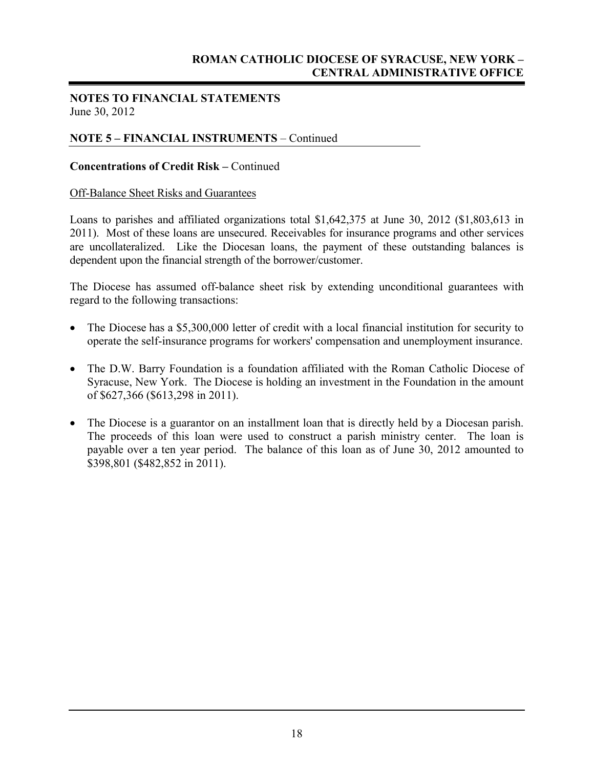## NOTES TO FINANCIAL STATEMENTS

June 30, 2012

### NOTE 5 – FINANCIAL INSTRUMENTS – Continued

**Concentrations of Credit Risk –** Continued

Off-Balance Sheet Risks and Guarantees

Loans to parishes and affiliated organizations total $1,642,375 at June 30, 2012 ($1,803,613 in 2011). Most of these loans are unsecured. Receivables for insurance programs and other services are uncollateralized. Like the Diocesan loans, the payment of these outstanding balances is dependent upon the financial strength of the borrower/customer.

The Diocese has assumed off-balance sheet risk by extending unconditional guarantees with regard to the following transactions:

- The Diocese has a $5,300,000 letter of credit with a local financial institution for security to operate the self-insurance programs for workers' compensation and unemployment insurance.
- The D.W. Barry Foundation is a foundation affiliated with the Roman Catholic Diocese of Syracuse, New York. The Diocese is holding an investment in the Foundation in the amount of $627,366 ($613,298 in 2011).
- The Diocese is a guarantor on an installment loan that is directly held by a Diocesan parish. The proceeds of this loan were used to construct a parish ministry center. The loan is payable over a ten year period. The balance of this loan as of June 30, 2012 amounted to $398,801 ($482,852 in 2011).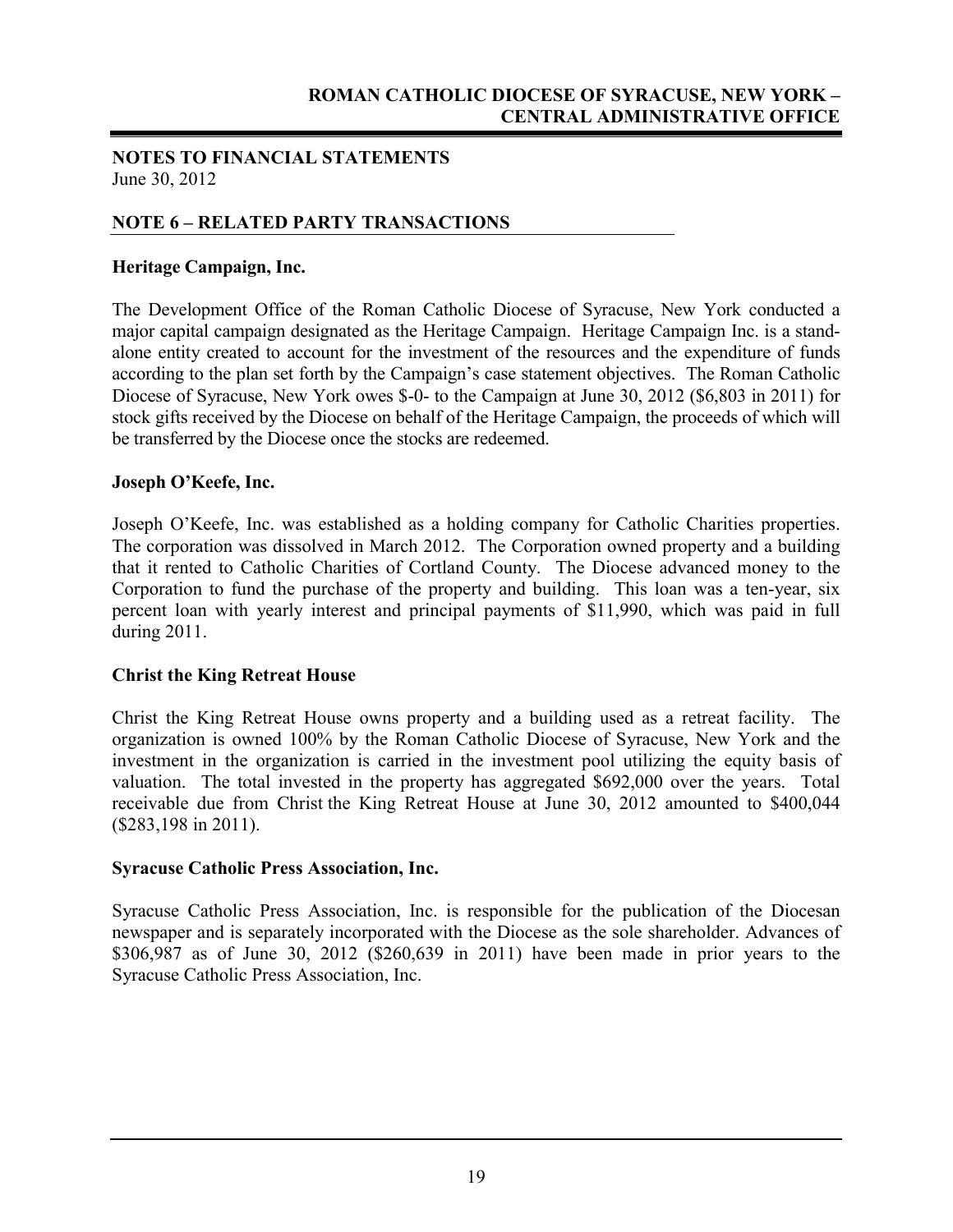**NOTES TO FINANCIAL STATEMENTS**
June 30, 2012

## NOTE 6 – RELATED PARTY TRANSACTIONS

### Heritage Campaign, Inc.

The Development Office of the Roman Catholic Diocese of Syracuse, New York conducted a major capital campaign designated as the Heritage Campaign. Heritage Campaign Inc. is a stand-alone entity created to account for the investment of the resources and the expenditure of funds according to the plan set forth by the Campaign's case statement objectives. The Roman Catholic Diocese of Syracuse, New York owes $-0- to the Campaign at June 30, 2012 ($6,803 in 2011) for stock gifts received by the Diocese on behalf of the Heritage Campaign, the proceeds of which will be transferred by the Diocese once the stocks are redeemed.

### Joseph O'Keefe, Inc.

Joseph O'Keefe, Inc. was established as a holding company for Catholic Charities properties. The corporation was dissolved in March 2012. The Corporation owned property and a building that it rented to Catholic Charities of Cortland County. The Diocese advanced money to the Corporation to fund the purchase of the property and building. This loan was a ten-year, six percent loan with yearly interest and principal payments of $11,990, which was paid in full during 2011.

### Christ the King Retreat House

Christ the King Retreat House owns property and a building used as a retreat facility. The organization is owned 100% by the Roman Catholic Diocese of Syracuse, New York and the investment in the organization is carried in the investment pool utilizing the equity basis of valuation. The total invested in the property has aggregated $692,000 over the years. Total receivable due from Christ the King Retreat House at June 30, 2012 amounted to $400,044 ($283,198 in 2011).

### Syracuse Catholic Press Association, Inc.

Syracuse Catholic Press Association, Inc. is responsible for the publication of the Diocesan newspaper and is separately incorporated with the Diocese as the sole shareholder. Advances of $306,987 as of June 30, 2012 ($260,639 in 2011) have been made in prior years to the Syracuse Catholic Press Association, Inc.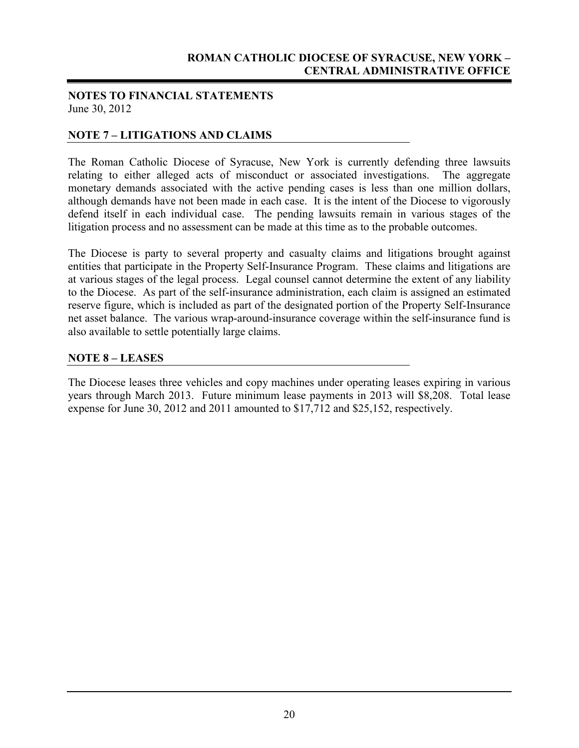**NOTES TO FINANCIAL STATEMENTS**
June 30, 2012

## NOTE 7 – LITIGATIONS AND CLAIMS

The Roman Catholic Diocese of Syracuse, New York is currently defending three lawsuits relating to either alleged acts of misconduct or associated investigations. The aggregate monetary demands associated with the active pending cases is less than one million dollars, although demands have not been made in each case. It is the intent of the Diocese to vigorously defend itself in each individual case. The pending lawsuits remain in various stages of the litigation process and no assessment can be made at this time as to the probable outcomes.

The Diocese is party to several property and casualty claims and litigations brought against entities that participate in the Property Self-Insurance Program. These claims and litigations are at various stages of the legal process. Legal counsel cannot determine the extent of any liability to the Diocese. As part of the self-insurance administration, each claim is assigned an estimated reserve figure, which is included as part of the designated portion of the Property Self-Insurance net asset balance. The various wrap-around-insurance coverage within the self-insurance fund is also available to settle potentially large claims.

## NOTE 8 – LEASES

The Diocese leases three vehicles and copy machines under operating leases expiring in various years through March 2013. Future minimum lease payments in 2013 will $8,208. Total lease expense for June 30, 2012 and 2011 amounted to $17,712 and $25,152, respectively.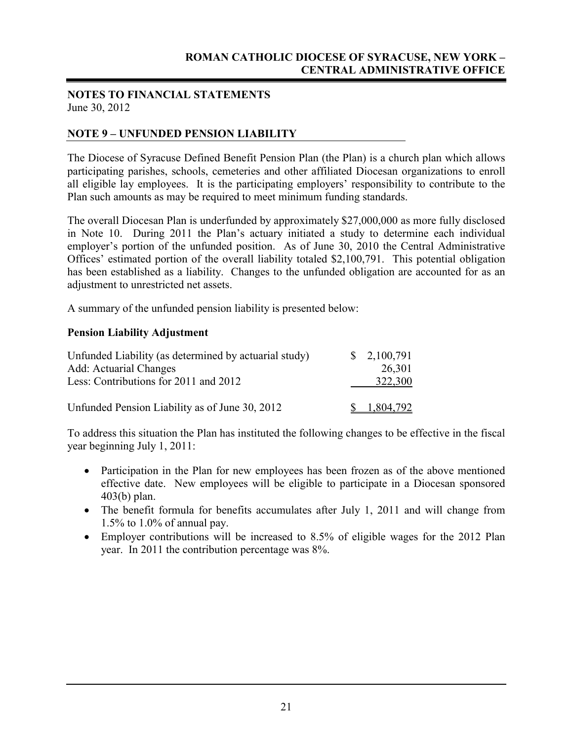**NOTES TO FINANCIAL STATEMENTS**
June 30, 2012

## NOTE 9 – UNFUNDED PENSION LIABILITY

The Diocese of Syracuse Defined Benefit Pension Plan (the Plan) is a church plan which allows participating parishes, schools, cemeteries and other affiliated Diocesan organizations to enroll all eligible lay employees. It is the participating employers' responsibility to contribute to the Plan such amounts as may be required to meet minimum funding standards.

The overall Diocesan Plan is underfunded by approximately $27,000,000 as more fully disclosed in Note 10. During 2011 the Plan's actuary initiated a study to determine each individual employer's portion of the unfunded position. As of June 30, 2010 the Central Administrative Offices' estimated portion of the overall liability totaled $2,100,791. This potential obligation has been established as a liability. Changes to the unfunded obligation are accounted for as an adjustment to unrestricted net assets.

A summary of the unfunded pension liability is presented below:

**Pension Liability Adjustment**

| | |
|---|---|
| Unfunded Liability (as determined by actuarial study) | $ 2,100,791 |
| Add: Actuarial Changes | 26,301 |
| Less: Contributions for 2011 and 2012 | 322,300 |
| Unfunded Pension Liability as of June 30, 2012 | $ 1,804,792 |

To address this situation the Plan has instituted the following changes to be effective in the fiscal year beginning July 1, 2011:

- Participation in the Plan for new employees has been frozen as of the above mentioned effective date. New employees will be eligible to participate in a Diocesan sponsored 403(b) plan.
- The benefit formula for benefits accumulates after July 1, 2011 and will change from 1.5% to 1.0% of annual pay.
- Employer contributions will be increased to 8.5% of eligible wages for the 2012 Plan year. In 2011 the contribution percentage was 8%.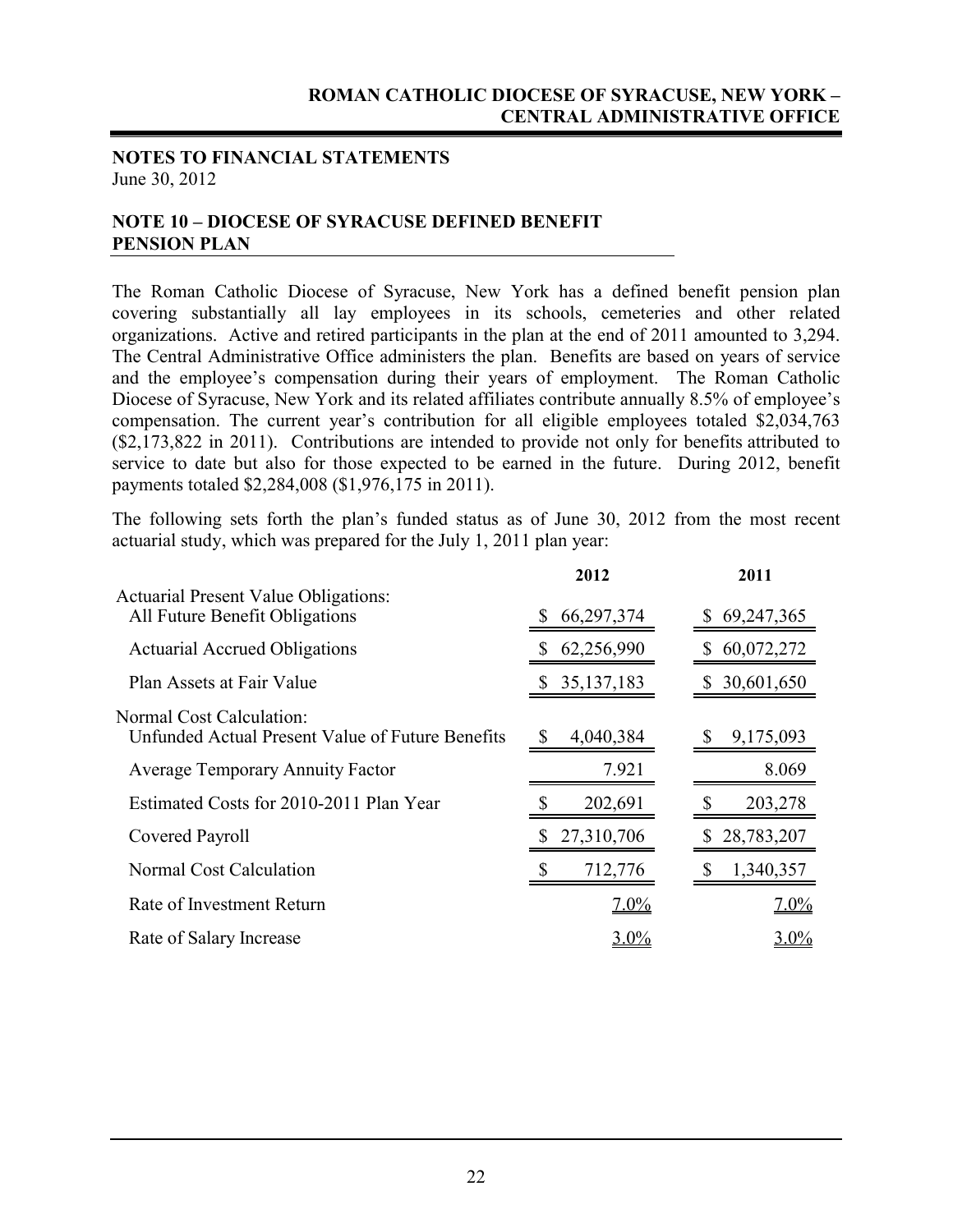## NOTES TO FINANCIAL STATEMENTS

June 30, 2012

### NOTE 10 – DIOCESE OF SYRACUSE DEFINED BENEFIT PENSION PLAN

The Roman Catholic Diocese of Syracuse, New York has a defined benefit pension plan covering substantially all lay employees in its schools, cemeteries and other related organizations. Active and retired participants in the plan at the end of 2011 amounted to 3,294. The Central Administrative Office administers the plan. Benefits are based on years of service and the employee's compensation during their years of employment. The Roman Catholic Diocese of Syracuse, New York and its related affiliates contribute annually 8.5% of employee's compensation. The current year's contribution for all eligible employees totaled $2,034,763 ($2,173,822 in 2011). Contributions are intended to provide not only for benefits attributed to service to date but also for those expected to be earned in the future. During 2012, benefit payments totaled $2,284,008 ($1,976,175 in 2011).

The following sets forth the plan's funded status as of June 30, 2012 from the most recent actuarial study, which was prepared for the July 1, 2011 plan year:

| | 2012 | 2011 |
|---|---|---|
| Actuarial Present Value Obligations: | | |
| All Future Benefit Obligations | $ 66,297,374 | $ 69,247,365 |
| Actuarial Accrued Obligations | $ 62,256,990 | $ 60,072,272 |
| Plan Assets at Fair Value | $ 35,137,183 | $ 30,601,650 |
| Normal Cost Calculation: | | |
| Unfunded Actual Present Value of Future Benefits | $ 4,040,384 | $ 9,175,093 |
| Average Temporary Annuity Factor | 7.921 | 8.069 |
| Estimated Costs for 2010-2011 Plan Year | $ 202,691 | $ 203,278 |
| Covered Payroll | $ 27,310,706 | $ 28,783,207 |
| Normal Cost Calculation | $ 712,776 | $ 1,340,357 |
| Rate of Investment Return | 7.0% | 7.0% |
| Rate of Salary Increase | 3.0% | 3.0% |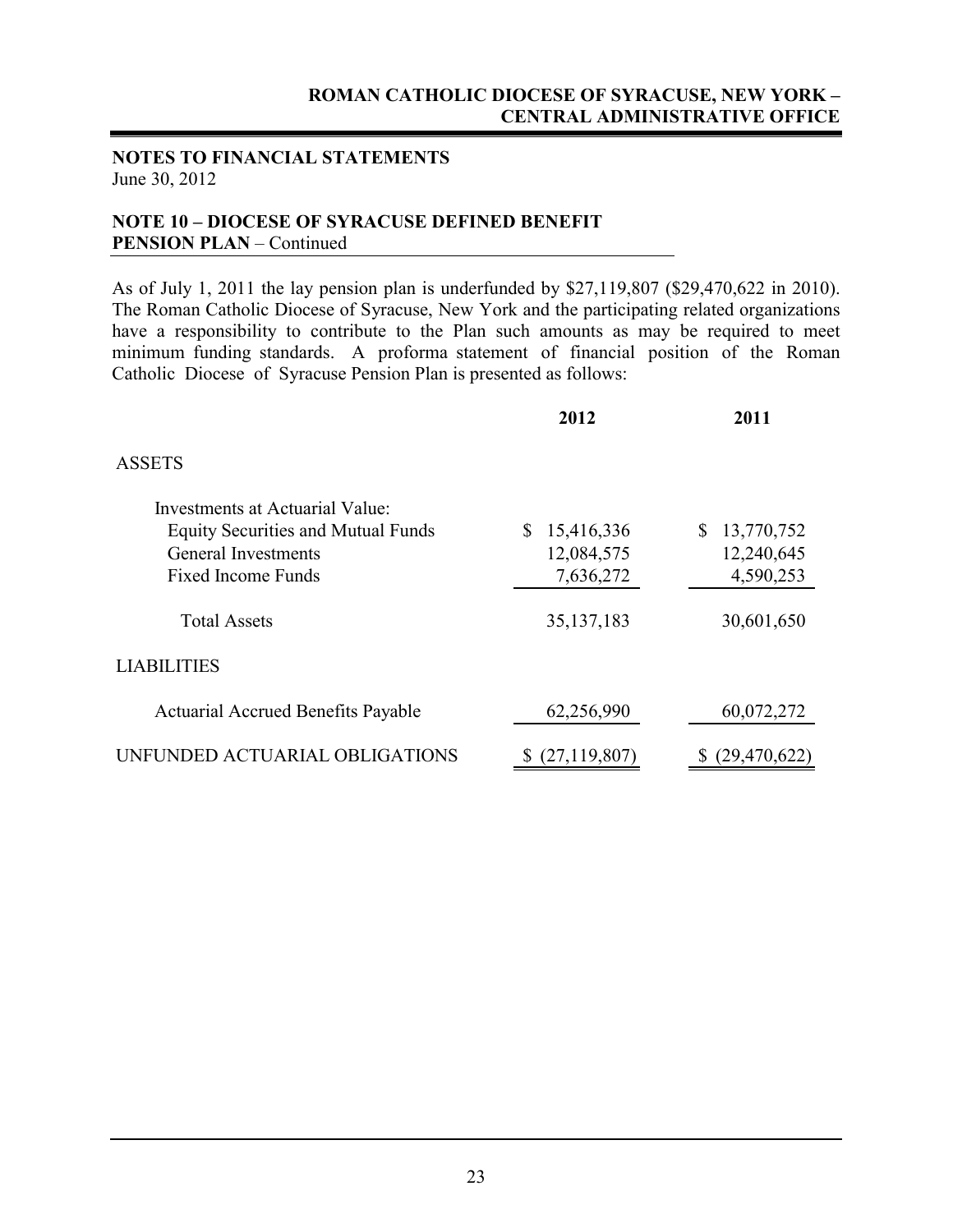## NOTES TO FINANCIAL STATEMENTS

June 30, 2012

### NOTE 10 – DIOCESE OF SYRACUSE DEFINED BENEFIT PENSION PLAN – Continued

As of July 1, 2011 the lay pension plan is underfunded by $27,119,807 ($29,470,622 in 2010). The Roman Catholic Diocese of Syracuse, New York and the participating related organizations have a responsibility to contribute to the Plan such amounts as may be required to meet minimum funding standards. A proforma statement of financial position of the Roman Catholic Diocese of Syracuse Pension Plan is presented as follows:

| | 2012 | 2011 |
|---|---|---|
| ASSETS | | |
| Investments at Actuarial Value: | | |
| Equity Securities and Mutual Funds | $ 15,416,336 | $ 13,770,752 |
| General Investments | 12,084,575 | 12,240,645 |
| Fixed Income Funds | 7,636,272 | 4,590,253 |
| Total Assets | 35,137,183 | 30,601,650 |
| LIABILITIES | | |
| Actuarial Accrued Benefits Payable | 62,256,990 | 60,072,272 |
| UNFUNDED ACTUARIAL OBLIGATIONS | $ (27,119,807) | $ (29,470,622) |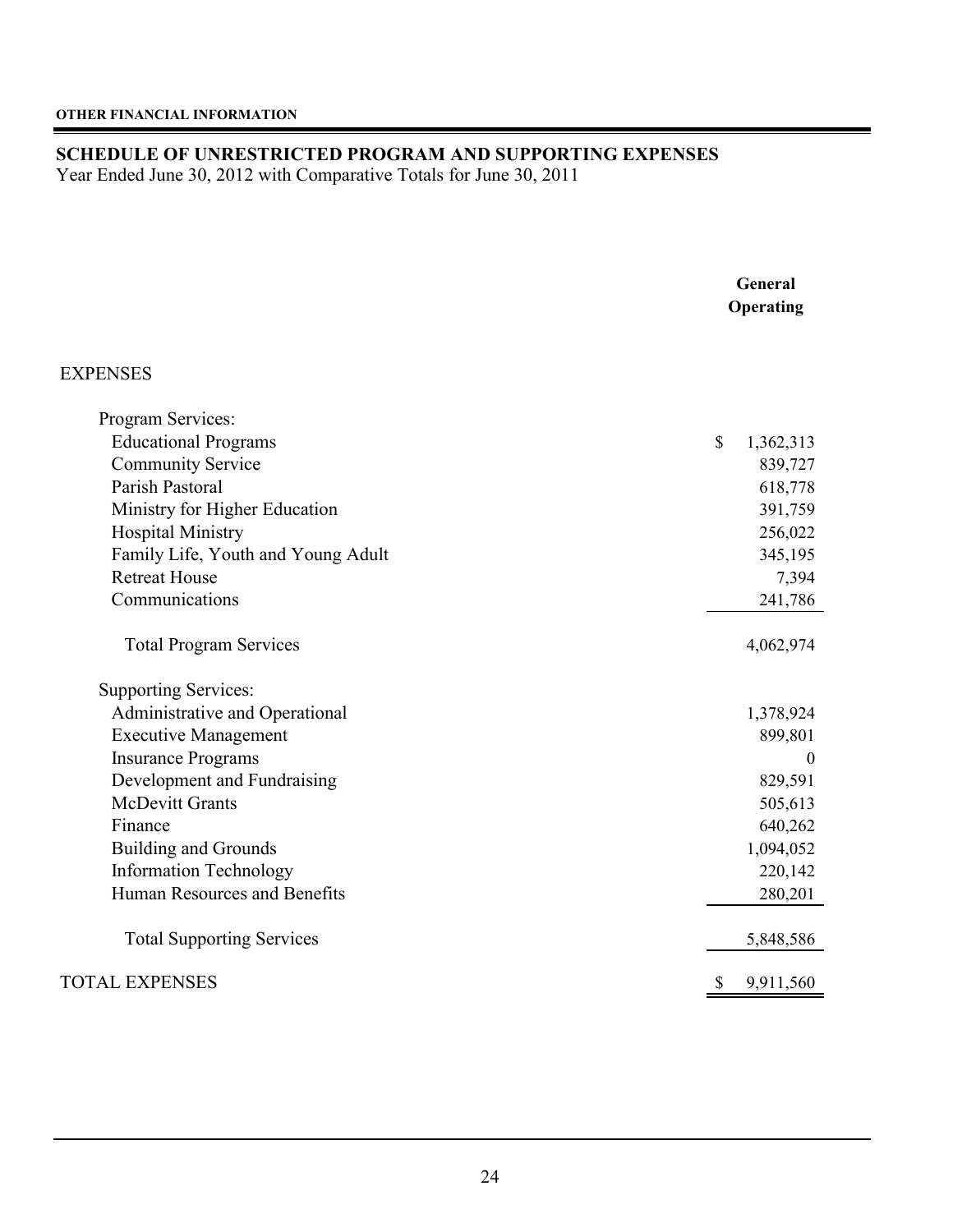**OTHER FINANCIAL INFORMATION**

## SCHEDULE OF UNRESTRICTED PROGRAM AND SUPPORTING EXPENSES

Year Ended June 30, 2012 with Comparative Totals for June 30, 2011

| | General Operating |
|---|---|
| EXPENSES | |
| Program Services: | |
| Educational Programs | $ 1,362,313 |
| Community Service | 839,727 |
| Parish Pastoral | 618,778 |
| Ministry for Higher Education | 391,759 |
| Hospital Ministry | 256,022 |
| Family Life, Youth and Young Adult | 345,195 |
| Retreat House | 7,394 |
| Communications | 241,786 |
| Total Program Services | 4,062,974 |
| Supporting Services: | |
| Administrative and Operational | 1,378,924 |
| Executive Management | 899,801 |
| Insurance Programs | 0 |
| Development and Fundraising | 829,591 |
| McDevitt Grants | 505,613 |
| Finance | 640,262 |
| Building and Grounds | 1,094,052 |
| Information Technology | 220,142 |
| Human Resources and Benefits | 280,201 |
| Total Supporting Services | 5,848,586 |
| TOTAL EXPENSES | $ 9,911,560 |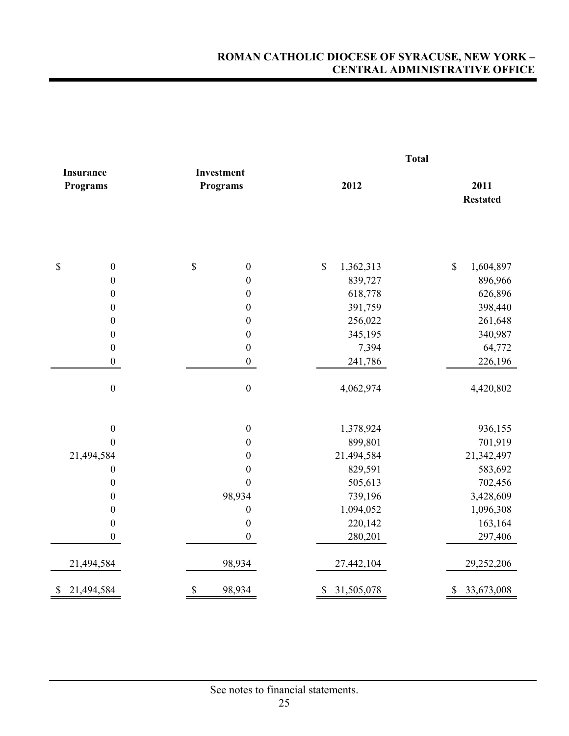| Insurance Programs | Investment Programs | Total 2012 | Total 2011 Restated |
|---|---|---|---|
| $ 0 | $ 0 | $ 1,362,313 | $ 1,604,897 |
| 0 | 0 | 839,727 | 896,966 |
| 0 | 0 | 618,778 | 626,896 |
| 0 | 0 | 391,759 | 398,440 |
| 0 | 0 | 256,022 | 261,648 |
| 0 | 0 | 345,195 | 340,987 |
| 0 | 0 | 7,394 | 64,772 |
| 0 | 0 | 241,786 | 226,196 |
| 0 | 0 | 4,062,974 | 4,420,802 |
| 0 | 0 | 1,378,924 | 936,155 |
| 0 | 0 | 899,801 | 701,919 |
| 21,494,584 | 0 | 21,494,584 | 21,342,497 |
| 0 | 0 | 829,591 | 583,692 |
| 0 | 0 | 505,613 | 702,456 |
| 0 | 98,934 | 739,196 | 3,428,609 |
| 0 | 0 | 1,094,052 | 1,096,308 |
| 0 | 0 | 220,142 | 163,164 |
| 0 | 0 | 280,201 | 297,406 |
| 21,494,584 | 98,934 | 27,442,104 | 29,252,206 |
| $ 21,494,584 | $ 98,934 | $ 31,505,078 | $ 33,673,008 |

See notes to financial statements.